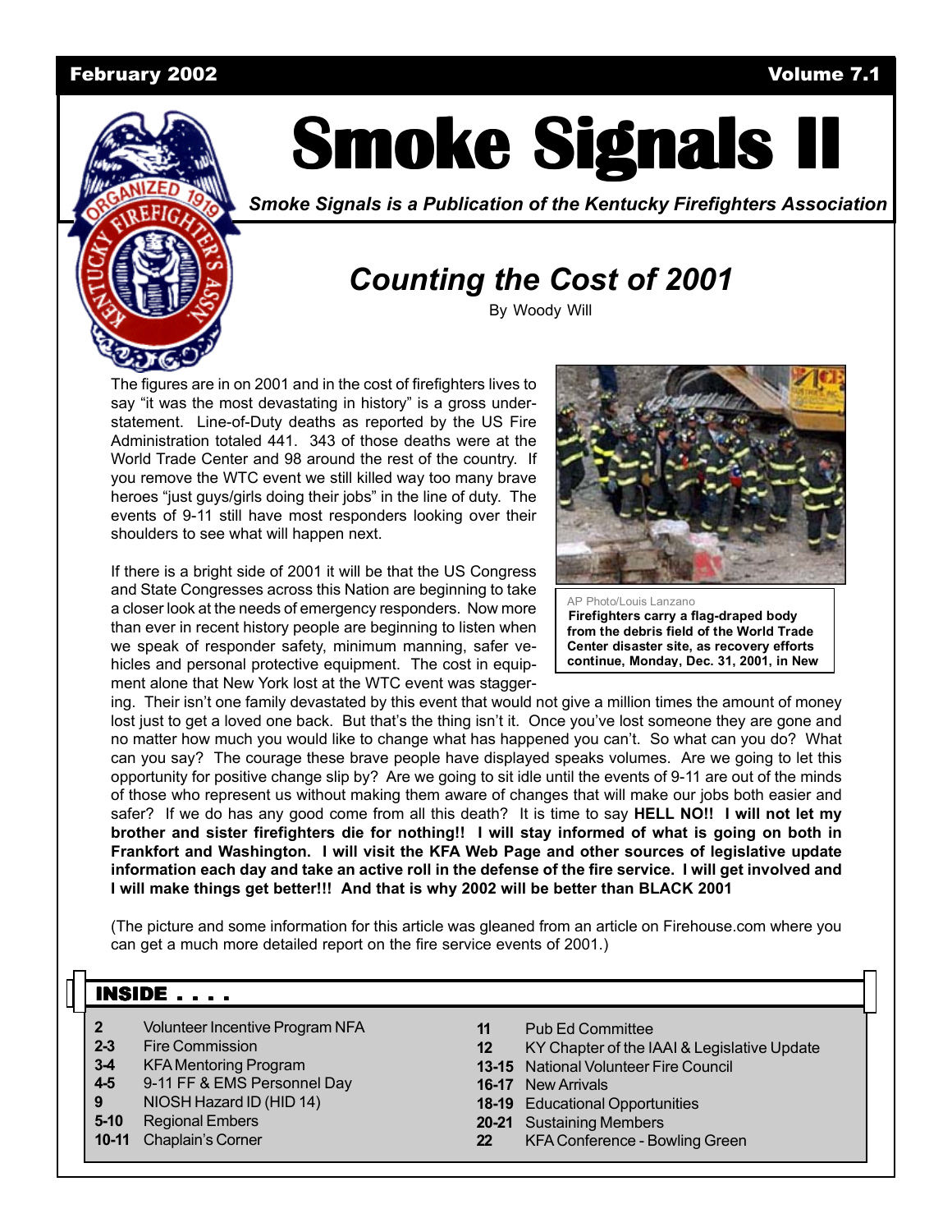February 2002 Volume 7.1

# Smoke Signals II

*Smoke Signals is a Publication of the Kentucky Firefighters Association*

## *Counting the Cost of 2001*

By Woody Will

The figures are in on 2001 and in the cost of firefighters lives to say "it was the most devastating in history" is a gross understatement. Line-of-Duty deaths as reported by the US Fire Administration totaled 441. 343 of those deaths were at the World Trade Center and 98 around the rest of the country. If you remove the WTC event we still killed way too many brave heroes "just guys/girls doing their jobs" in the line of duty. The events of 9-11 still have most responders looking over their shoulders to see what will happen next.

AP Photo/Louis Lanzano

**Firefighters carry a flag-draped body from the debris field of the World Trade Center disaster site, as recovery efforts continue, Monday, Dec. 31, 2001, in New**

If there is a bright side of 2001 it will be that the US Congress and State Congresses across this Nation are beginning to take a closer look at the needs of emergency responders. Now more than ever in recent history people are beginning to listen when we speak of responder safety, minimum manning, safer vehicles and personal protective equipment. The cost in equipment alone that New York lost at the WTC event was staggering. Their isn't one family devastated by this event that would not give a million times the amount of money lost just to get a loved one back. But that's the thing isn't it. Once you've lost someone they are gone and no matter how much you would like to change what has happened you can't. So what can you do? What can you say? The courage these brave people have displayed speaks volumes. Are we going to let this opportunity for positive change slip by? Are we going to sit idle until the events of 9-11 are out of the minds of those who represent us without making them aware of changes that will make our jobs both easier and safer? If we do has any good come from all this death? It is time to say **HELL NO!! I will not let my brother and sister firefighters die for nothing!! I will stay informed of what is going on both in Frankfort and Washington. I will visit the KFA Web Page and other sources of legislative update information each day and take an active roll in the defense of the fire service. I will get involved and I will make things get better!!! And that is why 2002 will be better than BLACK 2001**

(The picture and some information for this article was gleaned from an article on Firehouse.com where you can get a much more detailed report on the fire service events of 2001.)

### INSIDE . . . .

| Page | Article |
|---|---|
| **2** | Volunteer Incentive Program NFA |
| **2-3** | Fire Commission |
| **3-4** | KFA Mentoring Program |
| **4-5** | 9-11 FF & EMS Personnel Day |
| **9** | NIOSH Hazard ID (HID 14) |
| **5-10** | Regional Embers |
| **10-11** | Chaplain's Corner |
| **11** | Pub Ed Committee |
| **12** | KY Chapter of the IAAI & Legislative Update |
| **13-15** | National Volunteer Fire Council |
| **16-17** | New Arrivals |
| **18-19** | Educational Opportunities |
| **20-21** | Sustaining Members |
| **22** | KFA Conference - Bowling Green |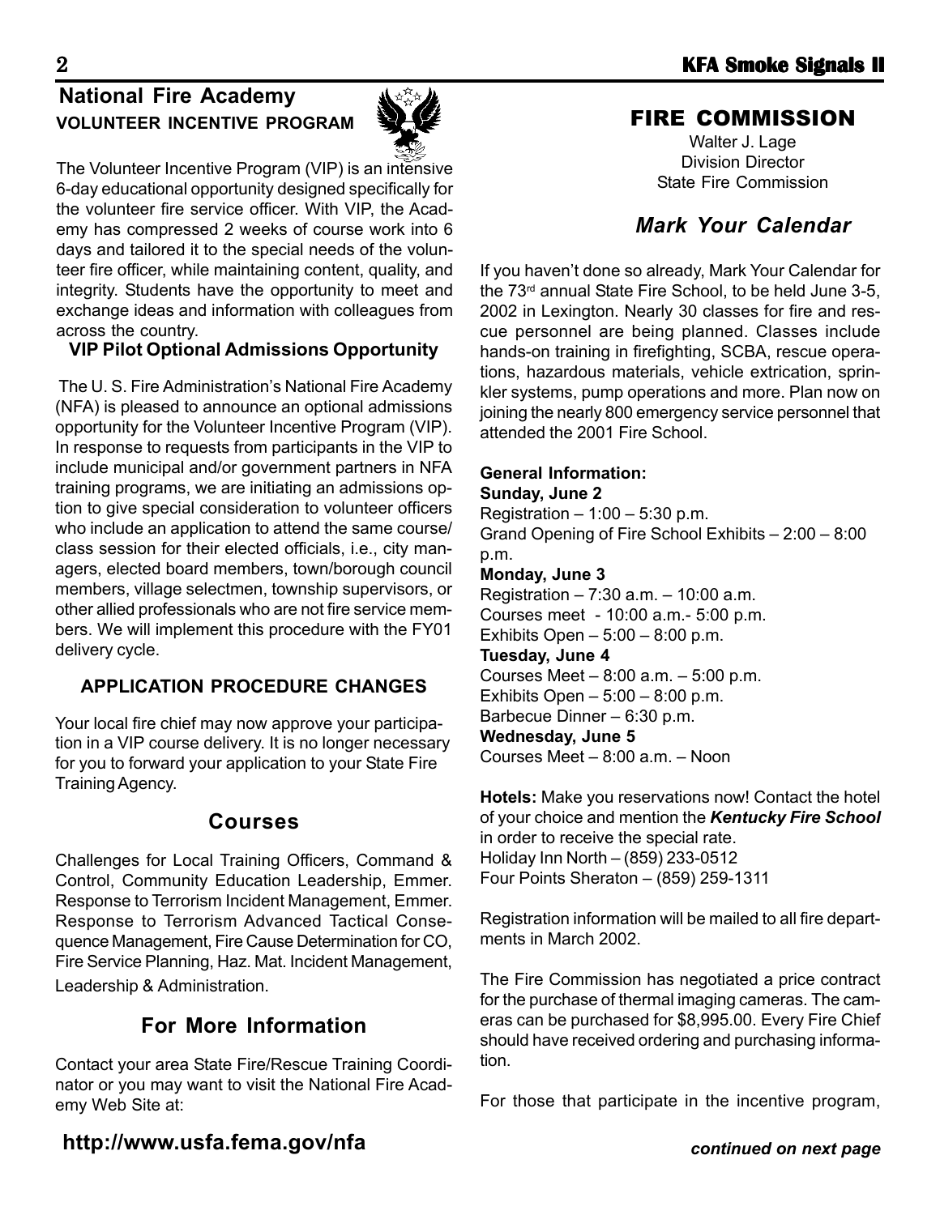## National Fire Academy
### VOLUNTEER INCENTIVE PROGRAM

The Volunteer Incentive Program (VIP) is an intensive 6-day educational opportunity designed specifically for the volunteer fire service officer. With VIP, the Academy has compressed 2 weeks of course work into 6 days and tailored it to the special needs of the volunteer fire officer, while maintaining content, quality, and integrity. Students have the opportunity to meet and exchange ideas and information with colleagues from across the country.

**VIP Pilot Optional Admissions Opportunity**

The U. S. Fire Administration's National Fire Academy (NFA) is pleased to announce an optional admissions opportunity for the Volunteer Incentive Program (VIP). In response to requests from participants in the VIP to include municipal and/or government partners in NFA training programs, we are initiating an admissions option to give special consideration to volunteer officers who include an application to attend the same course/class session for their elected officials, i.e., city managers, elected board members, town/borough council members, village selectmen, township supervisors, or other allied professionals who are not fire service members. We will implement this procedure with the FY01 delivery cycle.

### APPLICATION PROCEDURE CHANGES

Your local fire chief may now approve your participation in a VIP course delivery. It is no longer necessary for you to forward your application to your State Fire Training Agency.

### Courses

Challenges for Local Training Officers, Command & Control, Community Education Leadership, Emmer. Response to Terrorism Incident Management, Emmer. Response to Terrorism Advanced Tactical Consequence Management, Fire Cause Determination for CO, Fire Service Planning, Haz. Mat. Incident Management, Leadership & Administration.

### For More Information

Contact your area State Fire/Rescue Training Coordinator or you may want to visit the National Fire Academy Web Site at:

**http://www.usfa.fema.gov/nfa**

## FIRE COMMISSION

Walter J. Lage
Division Director
State Fire Commission

### *Mark Your Calendar*

If you haven't done so already, Mark Your Calendar for the 73rd annual State Fire School, to be held June 3-5, 2002 in Lexington. Nearly 30 classes for fire and rescue personnel are being planned. Classes include hands-on training in firefighting, SCBA, rescue operations, hazardous materials, vehicle extrication, sprinkler systems, pump operations and more. Plan now on joining the nearly 800 emergency service personnel that attended the 2001 Fire School.

**General Information:**

**Sunday, June 2**
Registration – 1:00 – 5:30 p.m.
Grand Opening of Fire School Exhibits – 2:00 – 8:00 p.m.

**Monday, June 3**
Registration – 7:30 a.m. – 10:00 a.m.
Courses meet - 10:00 a.m.- 5:00 p.m.
Exhibits Open – 5:00 – 8:00 p.m.

**Tuesday, June 4**
Courses Meet – 8:00 a.m. – 5:00 p.m.
Exhibits Open – 5:00 – 8:00 p.m.
Barbecue Dinner – 6:30 p.m.

**Wednesday, June 5**
Courses Meet – 8:00 a.m. – Noon

**Hotels:** Make you reservations now! Contact the hotel of your choice and mention the ***Kentucky Fire School*** in order to receive the special rate.
Holiday Inn North – (859) 233-0512
Four Points Sheraton – (859) 259-1311

Registration information will be mailed to all fire departments in March 2002.

The Fire Commission has negotiated a price contract for the purchase of thermal imaging cameras. The cameras can be purchased for $8,995.00. Every Fire Chief should have received ordering and purchasing information.

For those that participate in the incentive program,

***continued on next page***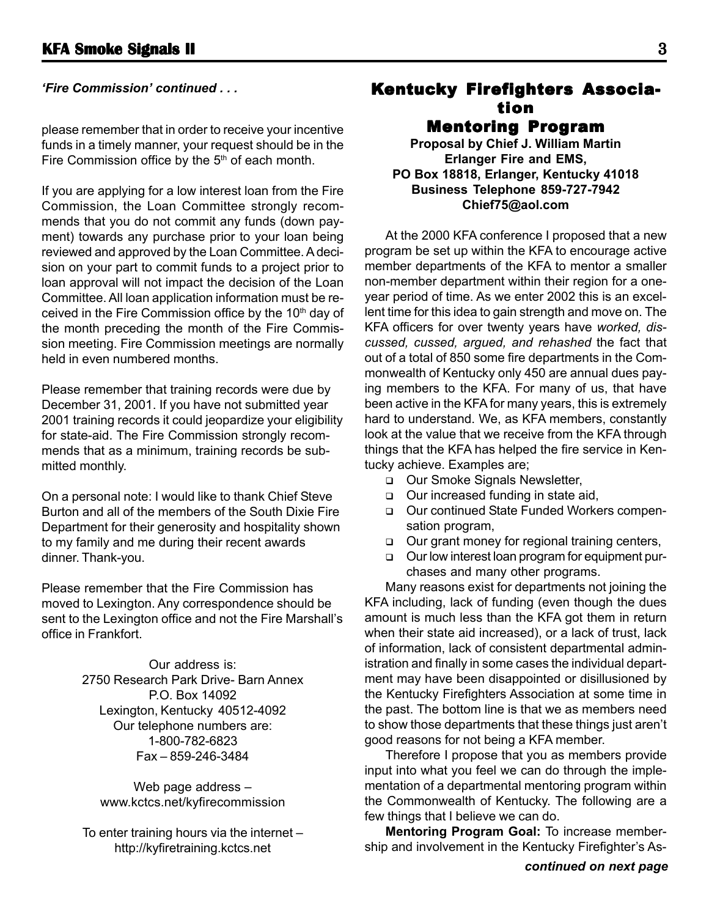*'Fire Commission' continued . . .*

please remember that in order to receive your incentive funds in a timely manner, your request should be in the Fire Commission office by the 5th of each month.

If you are applying for a low interest loan from the Fire Commission, the Loan Committee strongly recommends that you do not commit any funds (down payment) towards any purchase prior to your loan being reviewed and approved by the Loan Committee. A decision on your part to commit funds to a project prior to loan approval will not impact the decision of the Loan Committee. All loan application information must be received in the Fire Commission office by the 10th day of the month preceding the month of the Fire Commission meeting. Fire Commission meetings are normally held in even numbered months.

Please remember that training records were due by December 31, 2001. If you have not submitted year 2001 training records it could jeopardize your eligibility for state-aid. The Fire Commission strongly recommends that as a minimum, training records be submitted monthly.

On a personal note: I would like to thank Chief Steve Burton and all of the members of the South Dixie Fire Department for their generosity and hospitality shown to my family and me during their recent awards dinner. Thank-you.

Please remember that the Fire Commission has moved to Lexington. Any correspondence should be sent to the Lexington office and not the Fire Marshall's office in Frankfort.

Our address is:
2750 Research Park Drive- Barn Annex
P.O. Box 14092
Lexington, Kentucky 40512-4092
Our telephone numbers are:
1-800-782-6823
Fax – 859-246-3484

Web page address –
www.kctcs.net/kyfirecommission

To enter training hours via the internet –
http://kyfiretraining.kctcs.net

## Kentucky Firefighters Association Mentoring Program

**Proposal by Chief J. William Martin**
**Erlanger Fire and EMS,**
**PO Box 18818, Erlanger, Kentucky 41018**
**Business Telephone 859-727-7942**
**Chief75@aol.com**

At the 2000 KFA conference I proposed that a new program be set up within the KFA to encourage active member departments of the KFA to mentor a smaller non-member department within their region for a one-year period of time. As we enter 2002 this is an excellent time for this idea to gain strength and move on. The KFA officers for over twenty years have *worked, discussed, cussed, argued, and rehashed* the fact that out of a total of 850 some fire departments in the Commonwealth of Kentucky only 450 are annual dues paying members to the KFA. For many of us, that have been active in the KFA for many years, this is extremely hard to understand. We, as KFA members, constantly look at the value that we receive from the KFA through things that the KFA has helped the fire service in Kentucky achieve. Examples are;

- Our Smoke Signals Newsletter,
- Our increased funding in state aid,
- Our continued State Funded Workers compensation program,
- Our grant money for regional training centers,
- Our low interest loan program for equipment purchases and many other programs.

Many reasons exist for departments not joining the KFA including, lack of funding (even though the dues amount is much less than the KFA got them in return when their state aid increased), or a lack of trust, lack of information, lack of consistent departmental administration and finally in some cases the individual department may have been disappointed or disillusioned by the Kentucky Firefighters Association at some time in the past. The bottom line is that we as members need to show those departments that these things just aren't good reasons for not being a KFA member.

Therefore I propose that you as members provide input into what you feel we can do through the implementation of a departmental mentoring program within the Commonwealth of Kentucky. The following are a few things that I believe we can do.

**Mentoring Program Goal:** To increase membership and involvement in the Kentucky Firefighter's As-

***continued on next page***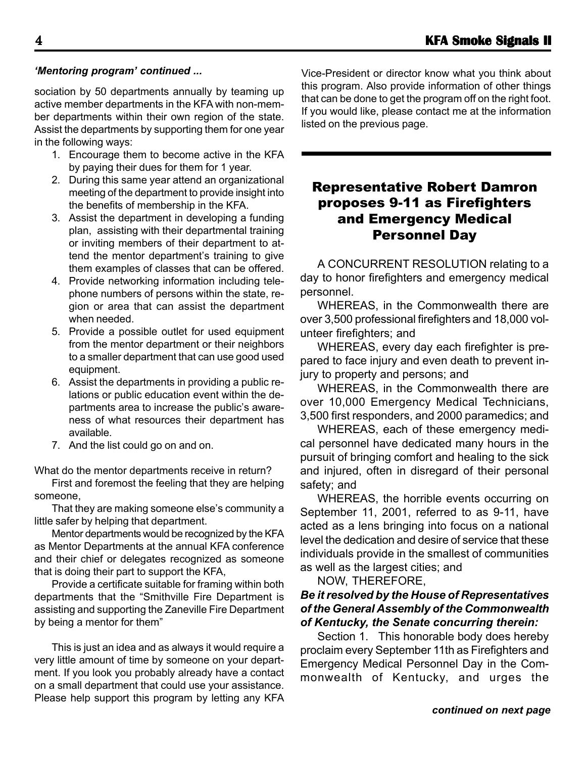*'Mentoring program' continued ...*

sociation by 50 departments annually by teaming up active member departments in the KFA with non-member departments within their own region of the state. Assist the departments by supporting them for one year in the following ways:

1. Encourage them to become active in the KFA by paying their dues for them for 1 year.
2. During this same year attend an organizational meeting of the department to provide insight into the benefits of membership in the KFA.
3. Assist the department in developing a funding plan, assisting with their departmental training or inviting members of their department to attend the mentor department's training to give them examples of classes that can be offered.
4. Provide networking information including telephone numbers of persons within the state, region or area that can assist the department when needed.
5. Provide a possible outlet for used equipment from the mentor department or their neighbors to a smaller department that can use good used equipment.
6. Assist the departments in providing a public relations or public education event within the departments area to increase the public's awareness of what resources their department has available.
7. And the list could go on and on.

What do the mentor departments receive in return?

First and foremost the feeling that they are helping someone,

That they are making someone else's community a little safer by helping that department.

Mentor departments would be recognized by the KFA as Mentor Departments at the annual KFA conference and their chief or delegates recognized as someone that is doing their part to support the KFA,

Provide a certificate suitable for framing within both departments that the "Smithville Fire Department is assisting and supporting the Zaneville Fire Department by being a mentor for them"

This is just an idea and as always it would require a very little amount of time by someone on your department. If you look you probably already have a contact on a small department that could use your assistance. Please help support this program by letting any KFA Vice-President or director know what you think about this program. Also provide information of other things that can be done to get the program off on the right foot. If you would like, please contact me at the information listed on the previous page.

## Representative Robert Damron proposes 9-11 as Firefighters and Emergency Medical Personnel Day

A CONCURRENT RESOLUTION relating to a day to honor firefighters and emergency medical personnel.

WHEREAS, in the Commonwealth there are over 3,500 professional firefighters and 18,000 volunteer firefighters; and

WHEREAS, every day each firefighter is prepared to face injury and even death to prevent injury to property and persons; and

WHEREAS, in the Commonwealth there are over 10,000 Emergency Medical Technicians, 3,500 first responders, and 2000 paramedics; and

WHEREAS, each of these emergency medical personnel have dedicated many hours in the pursuit of bringing comfort and healing to the sick and injured, often in disregard of their personal safety; and

WHEREAS, the horrible events occurring on September 11, 2001, referred to as 9-11, have acted as a lens bringing into focus on a national level the dedication and desire of service that these individuals provide in the smallest of communities as well as the largest cities; and

NOW, THEREFORE,

***Be it resolved by the House of Representatives of the General Assembly of the Commonwealth of Kentucky, the Senate concurring therein:***

Section 1. This honorable body does hereby proclaim every September 11th as Firefighters and Emergency Medical Personnel Day in the Commonwealth of Kentucky, and urges the

***continued on next page***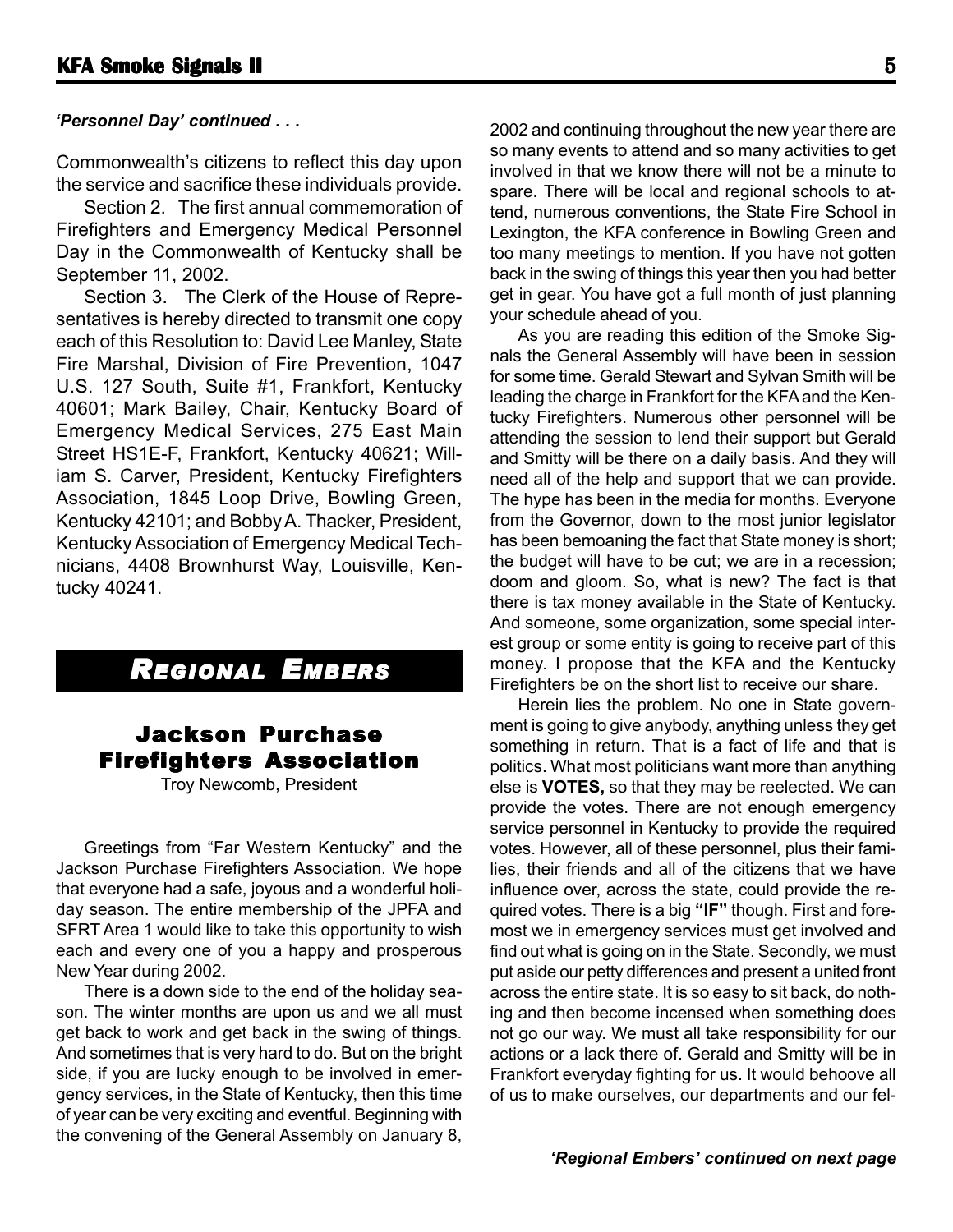*'Personnel Day' continued . . .*

Commonwealth's citizens to reflect this day upon the service and sacrifice these individuals provide.

Section 2. The first annual commemoration of Firefighters and Emergency Medical Personnel Day in the Commonwealth of Kentucky shall be September 11, 2002.

Section 3. The Clerk of the House of Representatives is hereby directed to transmit one copy each of this Resolution to: David Lee Manley, State Fire Marshal, Division of Fire Prevention, 1047 U.S. 127 South, Suite #1, Frankfort, Kentucky 40601; Mark Bailey, Chair, Kentucky Board of Emergency Medical Services, 275 East Main Street HS1E-F, Frankfort, Kentucky 40621; William S. Carver, President, Kentucky Firefighters Association, 1845 Loop Drive, Bowling Green, Kentucky 42101; and Bobby A. Thacker, President, Kentucky Association of Emergency Medical Technicians, 4408 Brownhurst Way, Louisville, Kentucky 40241.

# *Regional Embers*

## Jackson Purchase Firefighters Association

Troy Newcomb, President

Greetings from "Far Western Kentucky" and the Jackson Purchase Firefighters Association. We hope that everyone had a safe, joyous and a wonderful holiday season. The entire membership of the JPFA and SFRT Area 1 would like to take this opportunity to wish each and every one of you a happy and prosperous New Year during 2002.

There is a down side to the end of the holiday season. The winter months are upon us and we all must get back to work and get back in the swing of things. And sometimes that is very hard to do. But on the bright side, if you are lucky enough to be involved in emergency services, in the State of Kentucky, then this time of year can be very exciting and eventful. Beginning with the convening of the General Assembly on January 8, 2002 and continuing throughout the new year there are so many events to attend and so many activities to get involved in that we know there will not be a minute to spare. There will be local and regional schools to attend, numerous conventions, the State Fire School in Lexington, the KFA conference in Bowling Green and too many meetings to mention. If you have not gotten back in the swing of things this year then you had better get in gear. You have got a full month of just planning your schedule ahead of you.

As you are reading this edition of the Smoke Signals the General Assembly will have been in session for some time. Gerald Stewart and Sylvan Smith will be leading the charge in Frankfort for the KFA and the Kentucky Firefighters. Numerous other personnel will be attending the session to lend their support but Gerald and Smitty will be there on a daily basis. And they will need all of the help and support that we can provide. The hype has been in the media for months. Everyone from the Governor, down to the most junior legislator has been bemoaning the fact that State money is short; the budget will have to be cut; we are in a recession; doom and gloom. So, what is new? The fact is that there is tax money available in the State of Kentucky. And someone, some organization, some special interest group or some entity is going to receive part of this money. I propose that the KFA and the Kentucky Firefighters be on the short list to receive our share.

Herein lies the problem. No one in State government is going to give anybody, anything unless they get something in return. That is a fact of life and that is politics. What most politicians want more than anything else is **VOTES,** so that they may be reelected. We can provide the votes. There are not enough emergency service personnel in Kentucky to provide the required votes. However, all of these personnel, plus their families, their friends and all of the citizens that we have influence over, across the state, could provide the required votes. There is a big **"IF"** though. First and foremost we in emergency services must get involved and find out what is going on in the State. Secondly, we must put aside our petty differences and present a united front across the entire state. It is so easy to sit back, do nothing and then become incensed when something does not go our way. We must all take responsibility for our actions or a lack there of. Gerald and Smitty will be in Frankfort everyday fighting for us. It would behoove all of us to make ourselves, our departments and our fel-

***'Regional Embers' continued on next page***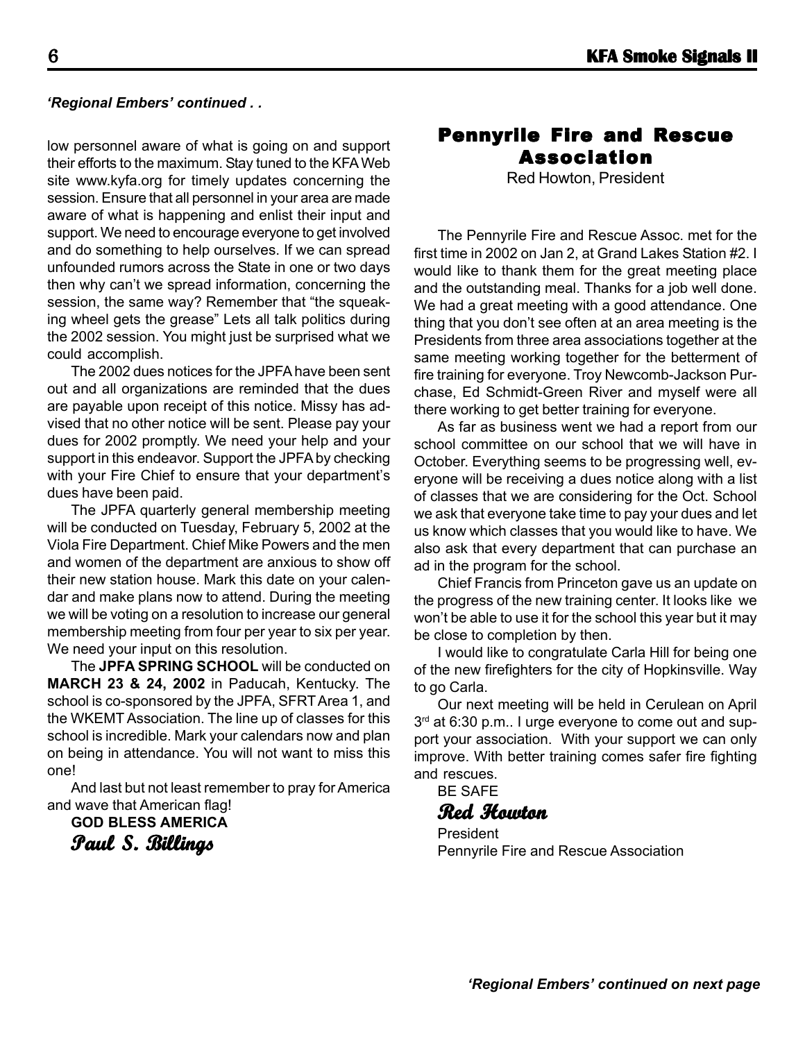*'Regional Embers' continued . .*

low personnel aware of what is going on and support their efforts to the maximum. Stay tuned to the KFA Web site www.kyfa.org for timely updates concerning the session. Ensure that all personnel in your area are made aware of what is happening and enlist their input and support. We need to encourage everyone to get involved and do something to help ourselves. If we can spread unfounded rumors across the State in one or two days then why can't we spread information, concerning the session, the same way? Remember that "the squeaking wheel gets the grease" Lets all talk politics during the 2002 session. You might just be surprised what we could accomplish.

The 2002 dues notices for the JPFA have been sent out and all organizations are reminded that the dues are payable upon receipt of this notice. Missy has advised that no other notice will be sent. Please pay your dues for 2002 promptly. We need your help and your support in this endeavor. Support the JPFA by checking with your Fire Chief to ensure that your department's dues have been paid.

The JPFA quarterly general membership meeting will be conducted on Tuesday, February 5, 2002 at the Viola Fire Department. Chief Mike Powers and the men and women of the department are anxious to show off their new station house. Mark this date on your calendar and make plans now to attend. During the meeting we will be voting on a resolution to increase our general membership meeting from four per year to six per year. We need your input on this resolution.

The **JPFA SPRING SCHOOL** will be conducted on **MARCH 23 & 24, 2002** in Paducah, Kentucky. The school is co-sponsored by the JPFA, SFRT Area 1, and the WKEMT Association. The line up of classes for this school is incredible. Mark your calendars now and plan on being in attendance. You will not want to miss this one!

And last but not least remember to pray for America and wave that American flag!

**GOD BLESS AMERICA**

***Paul S. Billings***

## Pennyrile Fire and Rescue Association

Red Howton, President

The Pennyrile Fire and Rescue Assoc. met for the first time in 2002 on Jan 2, at Grand Lakes Station #2. I would like to thank them for the great meeting place and the outstanding meal. Thanks for a job well done. We had a great meeting with a good attendance. One thing that you don't see often at an area meeting is the Presidents from three area associations together at the same meeting working together for the betterment of fire training for everyone. Troy Newcomb-Jackson Purchase, Ed Schmidt-Green River and myself were all there working to get better training for everyone.

As far as business went we had a report from our school committee on our school that we will have in October. Everything seems to be progressing well, everyone will be receiving a dues notice along with a list of classes that we are considering for the Oct. School we ask that everyone take time to pay your dues and let us know which classes that you would like to have. We also ask that every department that can purchase an ad in the program for the school.

Chief Francis from Princeton gave us an update on the progress of the new training center. It looks like we won't be able to use it for the school this year but it may be close to completion by then.

I would like to congratulate Carla Hill for being one of the new firefighters for the city of Hopkinsville. Way to go Carla.

Our next meeting will be held in Cerulean on April 3rd at 6:30 p.m.. I urge everyone to come out and support your association. With your support we can only improve. With better training comes safer fire fighting and rescues.

BE SAFE

***Red Howton***

President
Pennyrile Fire and Rescue Association

*'Regional Embers' continued on next page*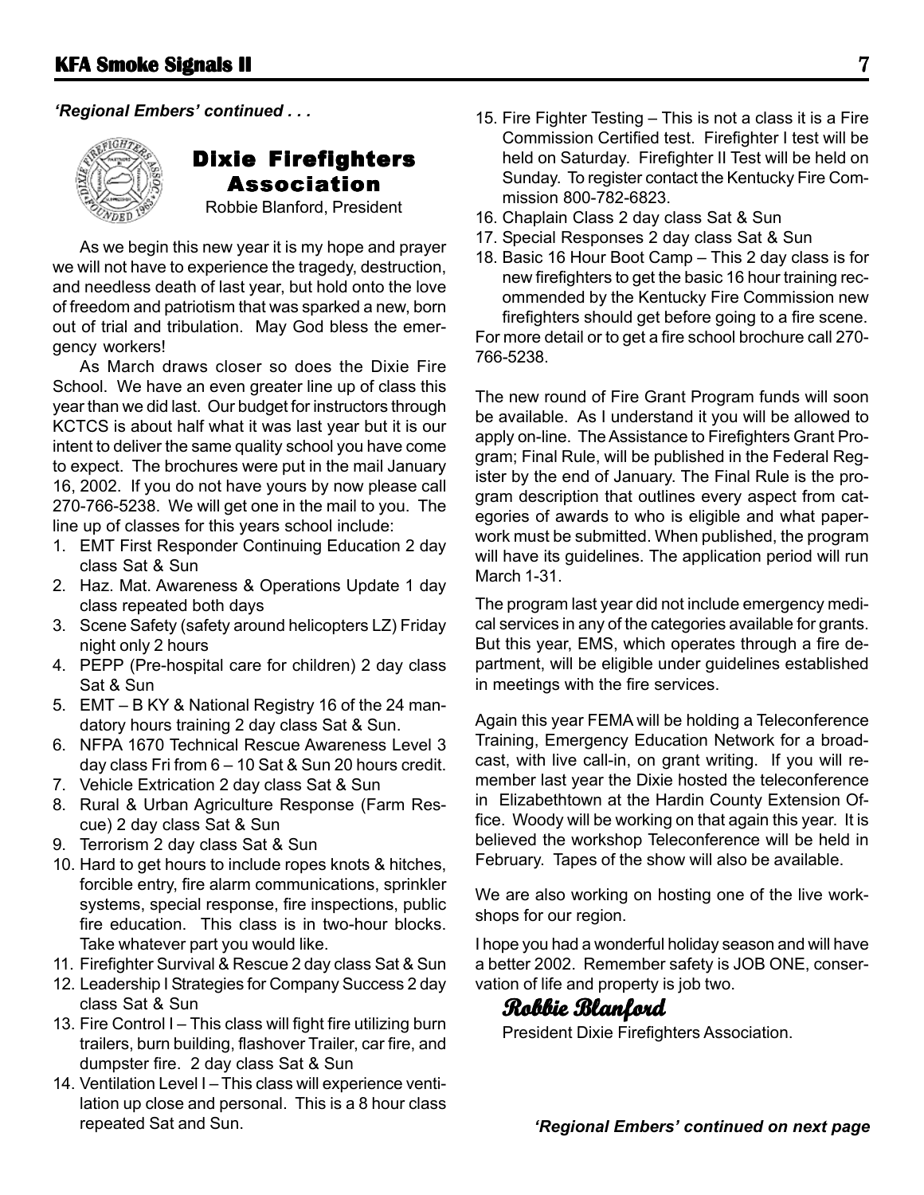*'Regional Embers' continued . . .*

## Dixie Firefighters Association

Robbie Blanford, President

As we begin this new year it is my hope and prayer we will not have to experience the tragedy, destruction, and needless death of last year, but hold onto the love of freedom and patriotism that was sparked a new, born out of trial and tribulation. May God bless the emergency workers!

As March draws closer so does the Dixie Fire School. We have an even greater line up of class this year than we did last. Our budget for instructors through KCTCS is about half what it was last year but it is our intent to deliver the same quality school you have come to expect. The brochures were put in the mail January 16, 2002. If you do not have yours by now please call 270-766-5238. We will get one in the mail to you. The line up of classes for this years school include:

1. EMT First Responder Continuing Education 2 day class Sat & Sun
2. Haz. Mat. Awareness & Operations Update 1 day class repeated both days
3. Scene Safety (safety around helicopters LZ) Friday night only 2 hours
4. PEPP (Pre-hospital care for children) 2 day class Sat & Sun
5. EMT – B KY & National Registry 16 of the 24 mandatory hours training 2 day class Sat & Sun.
6. NFPA 1670 Technical Rescue Awareness Level 3 day class Fri from 6 – 10 Sat & Sun 20 hours credit.
7. Vehicle Extrication 2 day class Sat & Sun
8. Rural & Urban Agriculture Response (Farm Rescue) 2 day class Sat & Sun
9. Terrorism 2 day class Sat & Sun
10. Hard to get hours to include ropes knots & hitches, forcible entry, fire alarm communications, sprinkler systems, special response, fire inspections, public fire education. This class is in two-hour blocks. Take whatever part you would like.
11. Firefighter Survival & Rescue 2 day class Sat & Sun
12. Leadership I Strategies for Company Success 2 day class Sat & Sun
13. Fire Control I – This class will fight fire utilizing burn trailers, burn building, flashover Trailer, car fire, and dumpster fire. 2 day class Sat & Sun
14. Ventilation Level I – This class will experience ventilation up close and personal. This is a 8 hour class repeated Sat and Sun.
15. Fire Fighter Testing – This is not a class it is a Fire Commission Certified test. Firefighter I test will be held on Saturday. Firefighter II Test will be held on Sunday. To register contact the Kentucky Fire Commission 800-782-6823.
16. Chaplain Class 2 day class Sat & Sun
17. Special Responses 2 day class Sat & Sun
18. Basic 16 Hour Boot Camp – This 2 day class is for new firefighters to get the basic 16 hour training recommended by the Kentucky Fire Commission new firefighters should get before going to a fire scene.

For more detail or to get a fire school brochure call 270-766-5238.

The new round of Fire Grant Program funds will soon be available. As I understand it you will be allowed to apply on-line. The Assistance to Firefighters Grant Program; Final Rule, will be published in the Federal Register by the end of January. The Final Rule is the program description that outlines every aspect from categories of awards to who is eligible and what paperwork must be submitted. When published, the program will have its guidelines. The application period will run March 1-31.

The program last year did not include emergency medical services in any of the categories available for grants. But this year, EMS, which operates through a fire department, will be eligible under guidelines established in meetings with the fire services.

Again this year FEMA will be holding a Teleconference Training, Emergency Education Network for a broadcast, with live call-in, on grant writing. If you will remember last year the Dixie hosted the teleconference in Elizabethtown at the Hardin County Extension Office. Woody will be working on that again this year. It is believed the workshop Teleconference will be held in February. Tapes of the show will also be available.

We are also working on hosting one of the live workshops for our region.

I hope you had a wonderful holiday season and will have a better 2002. Remember safety is JOB ONE, conservation of life and property is job two.

***Robbie Blanford***

President Dixie Firefighters Association.

*'Regional Embers' continued on next page*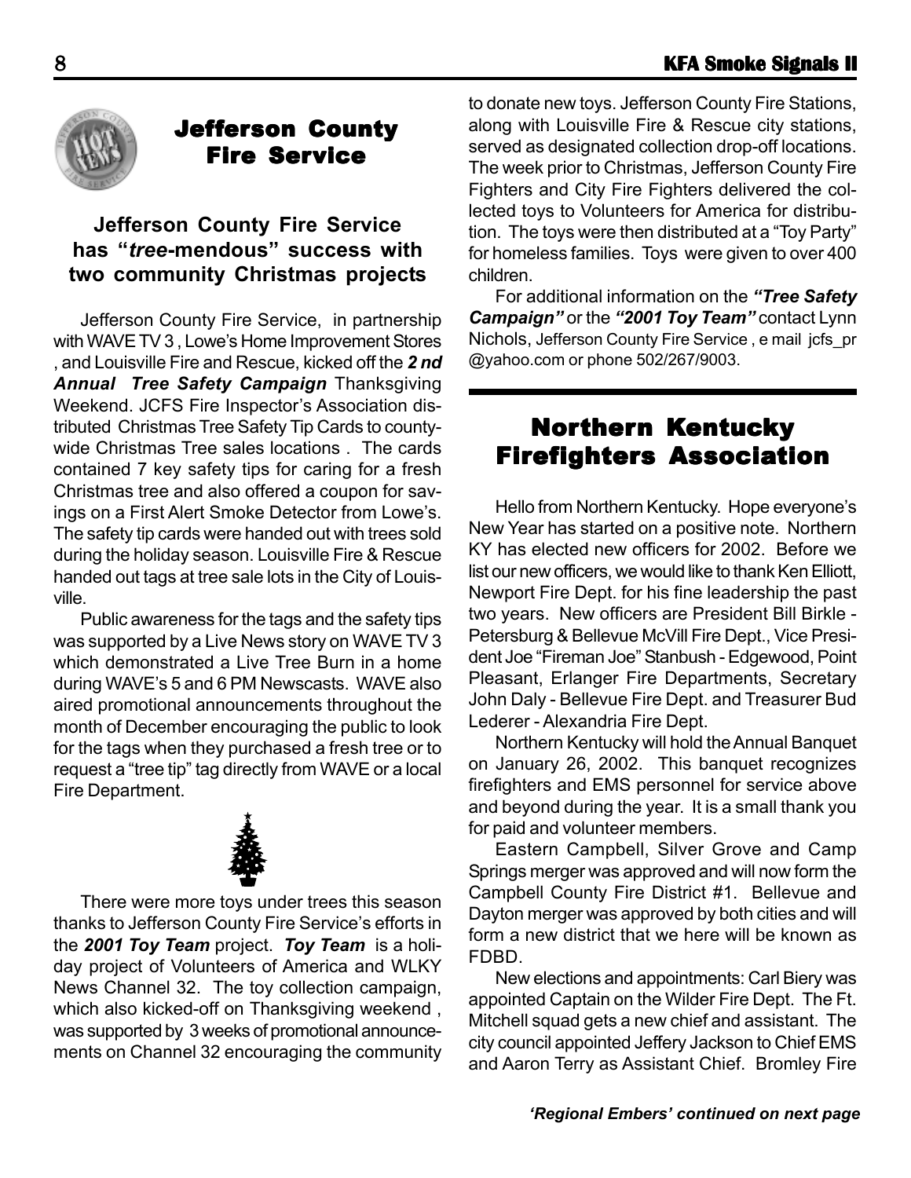## Jefferson County Fire Service

### Jefferson County Fire Service has "*tree*-mendous" success with two community Christmas projects

Jefferson County Fire Service, in partnership with WAVE TV 3 , Lowe's Home Improvement Stores , and Louisville Fire and Rescue, kicked off the ***2 nd Annual Tree Safety Campaign*** Thanksgiving Weekend. JCFS Fire Inspector's Association distributed Christmas Tree Safety Tip Cards to county-wide Christmas Tree sales locations . The cards contained 7 key safety tips for caring for a fresh Christmas tree and also offered a coupon for savings on a First Alert Smoke Detector from Lowe's. The safety tip cards were handed out with trees sold during the holiday season. Louisville Fire & Rescue handed out tags at tree sale lots in the City of Louisville.

Public awareness for the tags and the safety tips was supported by a Live News story on WAVE TV 3 which demonstrated a Live Tree Burn in a home during WAVE's 5 and 6 PM Newscasts. WAVE also aired promotional announcements throughout the month of December encouraging the public to look for the tags when they purchased a fresh tree or to request a "tree tip" tag directly from WAVE or a local Fire Department.

There were more toys under trees this season thanks to Jefferson County Fire Service's efforts in the ***2001 Toy Team*** project. ***Toy Team*** is a holiday project of Volunteers of America and WLKY News Channel 32. The toy collection campaign, which also kicked-off on Thanksgiving weekend , was supported by 3 weeks of promotional announcements on Channel 32 encouraging the community to donate new toys. Jefferson County Fire Stations, along with Louisville Fire & Rescue city stations, served as designated collection drop-off locations. The week prior to Christmas, Jefferson County Fire Fighters and City Fire Fighters delivered the collected toys to Volunteers for America for distribution. The toys were then distributed at a "Toy Party" for homeless families. Toys were given to over 400 children.

For additional information on the ***"Tree Safety Campaign"*** or the ***"2001 Toy Team"*** contact Lynn Nichols, Jefferson County Fire Service , e mail jcfs_pr @yahoo.com or phone 502/267/9003.

## Northern Kentucky Firefighters Association

Hello from Northern Kentucky. Hope everyone's New Year has started on a positive note. Northern KY has elected new officers for 2002. Before we list our new officers, we would like to thank Ken Elliott, Newport Fire Dept. for his fine leadership the past two years. New officers are President Bill Birkle - Petersburg & Bellevue McVill Fire Dept., Vice President Joe "Fireman Joe" Stanbush - Edgewood, Point Pleasant, Erlanger Fire Departments, Secretary John Daly - Bellevue Fire Dept. and Treasurer Bud Lederer - Alexandria Fire Dept.

Northern Kentucky will hold the Annual Banquet on January 26, 2002. This banquet recognizes firefighters and EMS personnel for service above and beyond during the year. It is a small thank you for paid and volunteer members.

Eastern Campbell, Silver Grove and Camp Springs merger was approved and will now form the Campbell County Fire District #1. Bellevue and Dayton merger was approved by both cities and will form a new district that we here will be known as FDBD.

New elections and appointments: Carl Biery was appointed Captain on the Wilder Fire Dept. The Ft. Mitchell squad gets a new chief and assistant. The city council appointed Jeffery Jackson to Chief EMS and Aaron Terry as Assistant Chief. Bromley Fire

***'Regional Embers' continued on next page***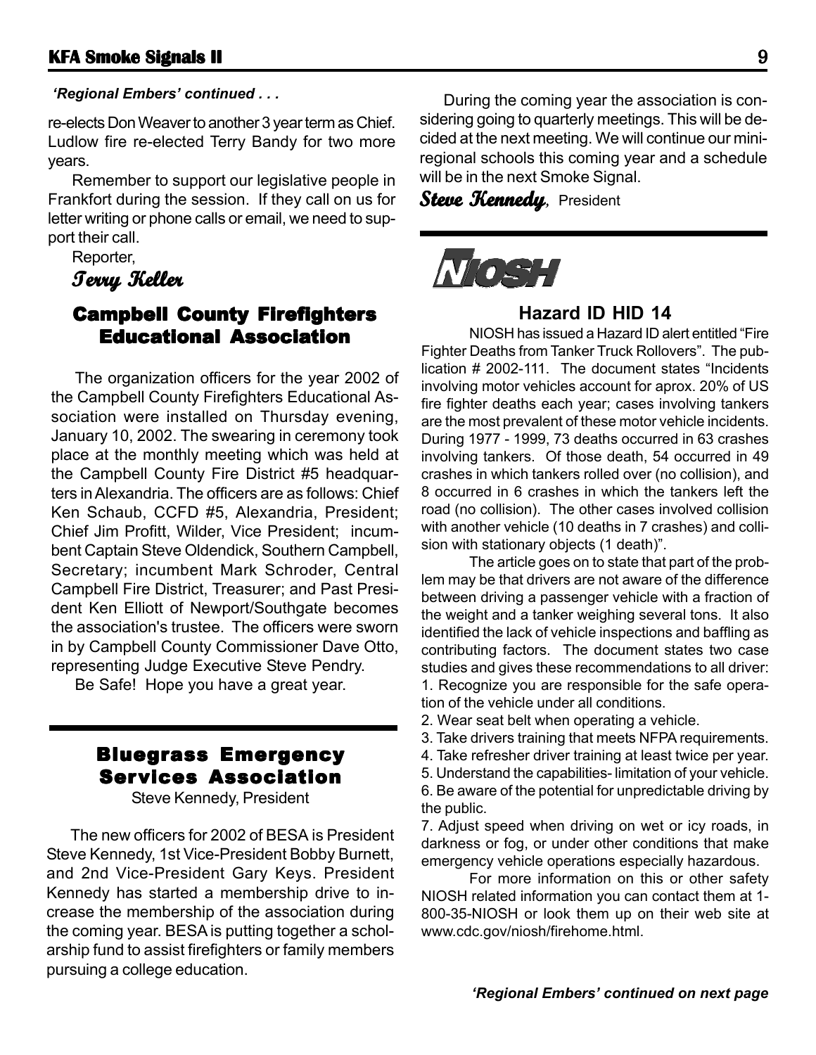*'Regional Embers' continued . . .*

re-elects Don Weaver to another 3 year term as Chief. Ludlow fire re-elected Terry Bandy for two more years.

Remember to support our legislative people in Frankfort during the session. If they call on us for letter writing or phone calls or email, we need to support their call.

Reporter,

*Terry Keller*

## Campbell County Firefighters Educational Association

The organization officers for the year 2002 of the Campbell County Firefighters Educational Association were installed on Thursday evening, January 10, 2002. The swearing in ceremony took place at the monthly meeting which was held at the Campbell County Fire District #5 headquarters in Alexandria. The officers are as follows: Chief Ken Schaub, CCFD #5, Alexandria, President; Chief Jim Profitt, Wilder, Vice President; incumbent Captain Steve Oldendick, Southern Campbell, Secretary; incumbent Mark Schroder, Central Campbell Fire District, Treasurer; and Past President Ken Elliott of Newport/Southgate becomes the association's trustee. The officers were sworn in by Campbell County Commissioner Dave Otto, representing Judge Executive Steve Pendry.

Be Safe! Hope you have a great year.

## Bluegrass Emergency Services Association

Steve Kennedy, President

The new officers for 2002 of BESA is President Steve Kennedy, 1st Vice-President Bobby Burnett, and 2nd Vice-President Gary Keys. President Kennedy has started a membership drive to increase the membership of the association during the coming year. BESA is putting together a scholarship fund to assist firefighters or family members pursuing a college education.

During the coming year the association is considering going to quarterly meetings. This will be decided at the next meeting. We will continue our mini-regional schools this coming year and a schedule will be in the next Smoke Signal.

***Steve Kennedy***, President

**NIOSH**

### Hazard ID HID 14

NIOSH has issued a Hazard ID alert entitled "Fire Fighter Deaths from Tanker Truck Rollovers". The publication # 2002-111. The document states "Incidents involving motor vehicles account for aprox. 20% of US fire fighter deaths each year; cases involving tankers are the most prevalent of these motor vehicle incidents. During 1977 - 1999, 73 deaths occurred in 63 crashes involving tankers. Of those death, 54 occurred in 49 crashes in which tankers rolled over (no collision), and 8 occurred in 6 crashes in which the tankers left the road (no collision). The other cases involved collision with another vehicle (10 deaths in 7 crashes) and collision with stationary objects (1 death)".

The article goes on to state that part of the problem may be that drivers are not aware of the difference between driving a passenger vehicle with a fraction of the weight and a tanker weighing several tons. It also identified the lack of vehicle inspections and baffling as contributing factors. The document states two case studies and gives these recommendations to all driver:

1. Recognize you are responsible for the safe operation of the vehicle under all conditions.
2. Wear seat belt when operating a vehicle.
3. Take drivers training that meets NFPA requirements.
4. Take refresher driver training at least twice per year.
5. Understand the capabilities- limitation of your vehicle.
6. Be aware of the potential for unpredictable driving by the public.
7. Adjust speed when driving on wet or icy roads, in darkness or fog, or under other conditions that make emergency vehicle operations especially hazardous.

For more information on this or other safety NIOSH related information you can contact them at 1-800-35-NIOSH or look them up on their web site at www.cdc.gov/niosh/firehome.html.

***'Regional Embers' continued on next page***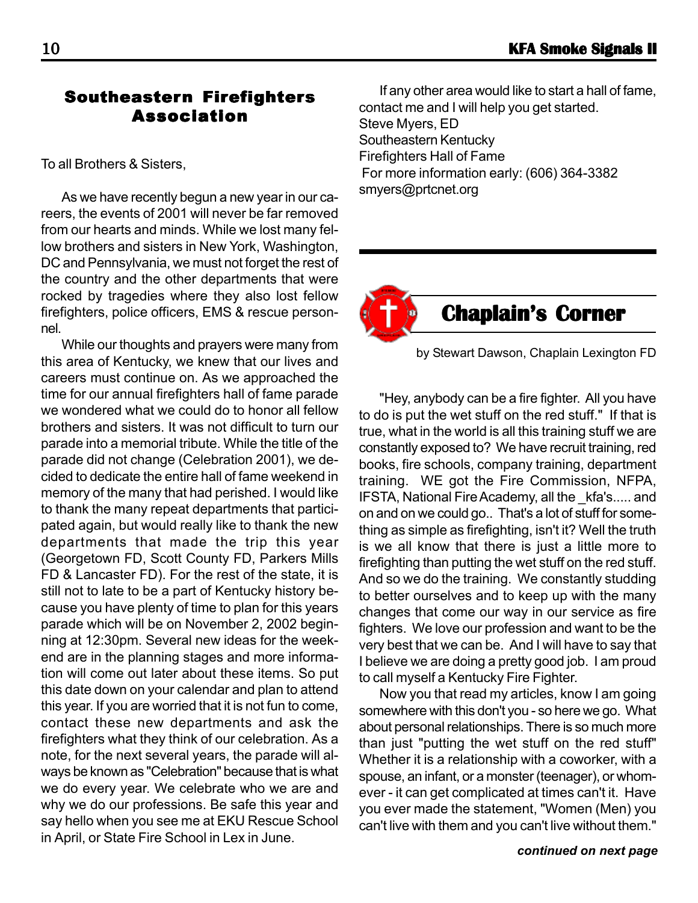## Southeastern Firefighters Association

To all Brothers & Sisters,

As we have recently begun a new year in our careers, the events of 2001 will never be far removed from our hearts and minds. While we lost many fellow brothers and sisters in New York, Washington, DC and Pennsylvania, we must not forget the rest of the country and the other departments that were rocked by tragedies where they also lost fellow firefighters, police officers, EMS & rescue personnel.

While our thoughts and prayers were many from this area of Kentucky, we knew that our lives and careers must continue on. As we approached the time for our annual firefighters hall of fame parade we wondered what we could do to honor all fellow brothers and sisters. It was not difficult to turn our parade into a memorial tribute. While the title of the parade did not change (Celebration 2001), we decided to dedicate the entire hall of fame weekend in memory of the many that had perished. I would like to thank the many repeat departments that participated again, but would really like to thank the new departments that made the trip this year (Georgetown FD, Scott County FD, Parkers Mills FD & Lancaster FD). For the rest of the state, it is still not to late to be a part of Kentucky history because you have plenty of time to plan for this years parade which will be on November 2, 2002 beginning at 12:30pm. Several new ideas for the weekend are in the planning stages and more information will come out later about these items. So put this date down on your calendar and plan to attend this year. If you are worried that it is not fun to come, contact these new departments and ask the firefighters what they think of our celebration. As a note, for the next several years, the parade will always be known as "Celebration" because that is what we do every year. We celebrate who we are and why we do our professions. Be safe this year and say hello when you see me at EKU Rescue School in April, or State Fire School in Lex in June.

If any other area would like to start a hall of fame, contact me and I will help you get started.
Steve Myers, ED
Southeastern Kentucky
Firefighters Hall of Fame
For more information early: (606) 364-3382
smyers@prtcnet.org

## Chaplain's Corner

by Stewart Dawson, Chaplain Lexington FD

"Hey, anybody can be a fire fighter. All you have to do is put the wet stuff on the red stuff." If that is true, what in the world is all this training stuff we are constantly exposed to? We have recruit training, red books, fire schools, company training, department training. WE got the Fire Commission, NFPA, IFSTA, National Fire Academy, all the _kfa's..... and on and on we could go.. That's a lot of stuff for something as simple as firefighting, isn't it? Well the truth is we all know that there is just a little more to firefighting than putting the wet stuff on the red stuff. And so we do the training. We constantly studding to better ourselves and to keep up with the many changes that come our way in our service as fire fighters. We love our profession and want to be the very best that we can be. And I will have to say that I believe we are doing a pretty good job. I am proud to call myself a Kentucky Fire Fighter.

Now you that read my articles, know I am going somewhere with this don't you - so here we go. What about personal relationships. There is so much more than just "putting the wet stuff on the red stuff" Whether it is a relationship with a coworker, with a spouse, an infant, or a monster (teenager), or whomever - it can get complicated at times can't it. Have you ever made the statement, "Women (Men) you can't live with them and you can't live without them."

***continued on next page***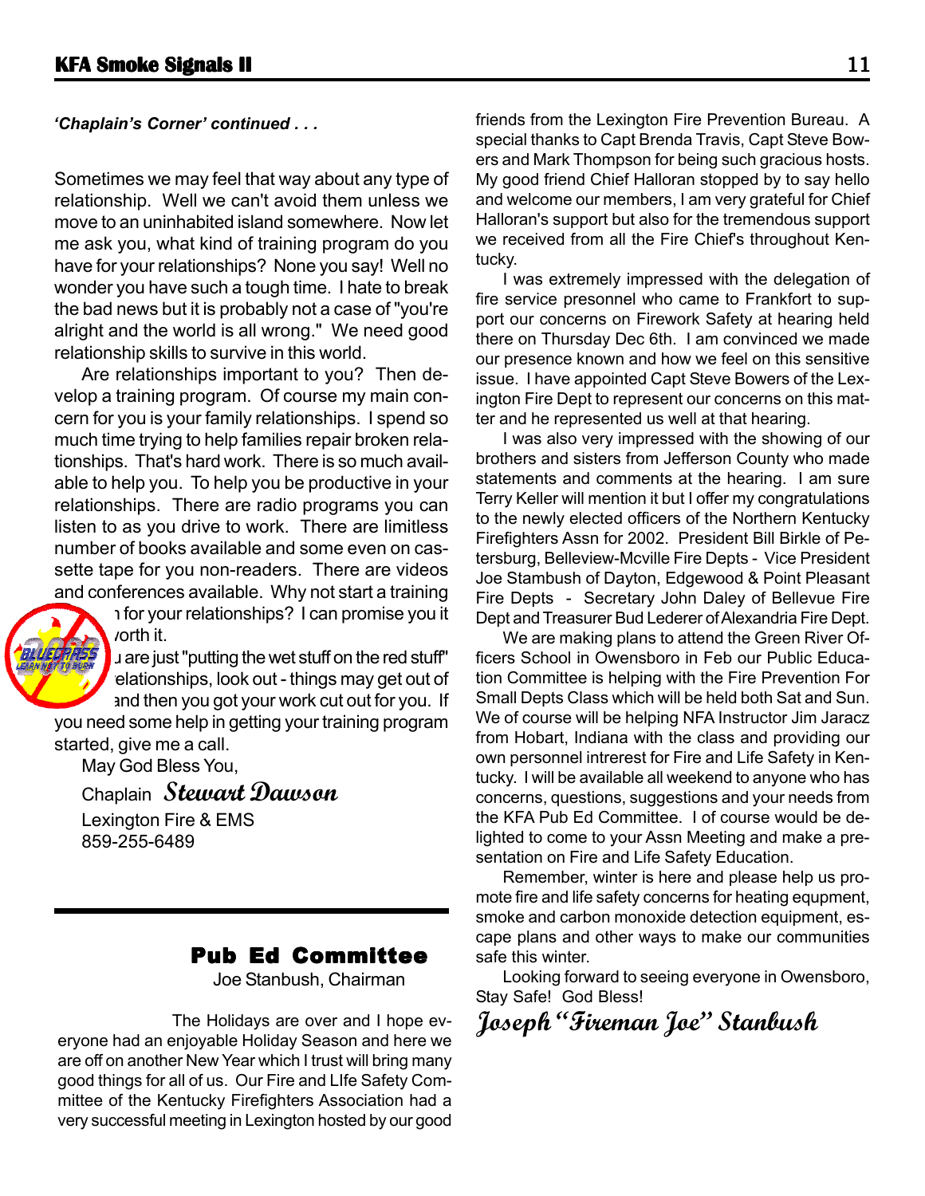*'Chaplain's Corner' continued . . .*

Sometimes we may feel that way about any type of relationship. Well we can't avoid them unless we move to an uninhabited island somewhere. Now let me ask you, what kind of training program do you have for your relationships? None you say! Well no wonder you have such a tough time. I hate to break the bad news but it is probably not a case of "you're alright and the world is all wrong." We need good relationship skills to survive in this world.

Are relationships important to you? Then develop a training program. Of course my main concern for you is your family relationships. I spend so much time trying to help families repair broken relationships. That's hard work. There is so much available to help you. To help you be productive in your relationships. There are radio programs you can listen to as you drive to work. There are limitless number of books available and some even on cassette tape for you non-readers. There are videos and conferences available. Why not start a training program for your relationships? I can promise you it will be worth it.

If you are just "putting the wet stuff on the red stuff" in your relationships, look out - things may get out of control and then you got your work cut out for you. If you need some help in getting your training program started, give me a call.

May God Bless You,

Chaplain *Stewart Dawson*

Lexington Fire & EMS

859-255-6489

## Pub Ed Committee

Joe Stanbush, Chairman

The Holidays are over and I hope everyone had an enjoyable Holiday Season and here we are off on another New Year which I trust will bring many good things for all of us. Our Fire and LIfe Safety Committee of the Kentucky Firefighters Association had a very successful meeting in Lexington hosted by our good friends from the Lexington Fire Prevention Bureau. A special thanks to Capt Brenda Travis, Capt Steve Bowers and Mark Thompson for being such gracious hosts. My good friend Chief Halloran stopped by to say hello and welcome our members, I am very grateful for Chief Halloran's support but also for the tremendous support we received from all the Fire Chief's throughout Kentucky.

I was extremely impressed with the delegation of fire service presonnel who came to Frankfort to support our concerns on Firework Safety at hearing held there on Thursday Dec 6th. I am convinced we made our presence known and how we feel on this sensitive issue. I have appointed Capt Steve Bowers of the Lexington Fire Dept to represent our concerns on this matter and he represented us well at that hearing.

I was also very impressed with the showing of our brothers and sisters from Jefferson County who made statements and comments at the hearing. I am sure Terry Keller will mention it but I offer my congratulations to the newly elected officers of the Northern Kentucky Firefighters Assn for 2002. President Bill Birkle of Petersburg, Belleview-Mcville Fire Depts - Vice President Joe Stambush of Dayton, Edgewood & Point Pleasant Fire Depts - Secretary John Daley of Bellevue Fire Dept and Treasurer Bud Lederer of Alexandria Fire Dept.

We are making plans to attend the Green River Officers School in Owensboro in Feb our Public Education Committee is helping with the Fire Prevention For Small Depts Class which will be held both Sat and Sun. We of course will be helping NFA Instructor Jim Jaracz from Hobart, Indiana with the class and providing our own personnel intrerest for Fire and Life Safety in Kentucky. I will be available all weekend to anyone who has concerns, questions, suggestions and your needs from the KFA Pub Ed Committee. I of course would be delighted to come to your Assn Meeting and make a presentation on Fire and Life Safety Education.

Remember, winter is here and please help us promote fire and life safety concerns for heating equpment, smoke and carbon monoxide detection equipment, escape plans and other ways to make our communities safe this winter.

Looking forward to seeing everyone in Owensboro, Stay Safe! God Bless!

*Joseph "Fireman Joe" Stanbush*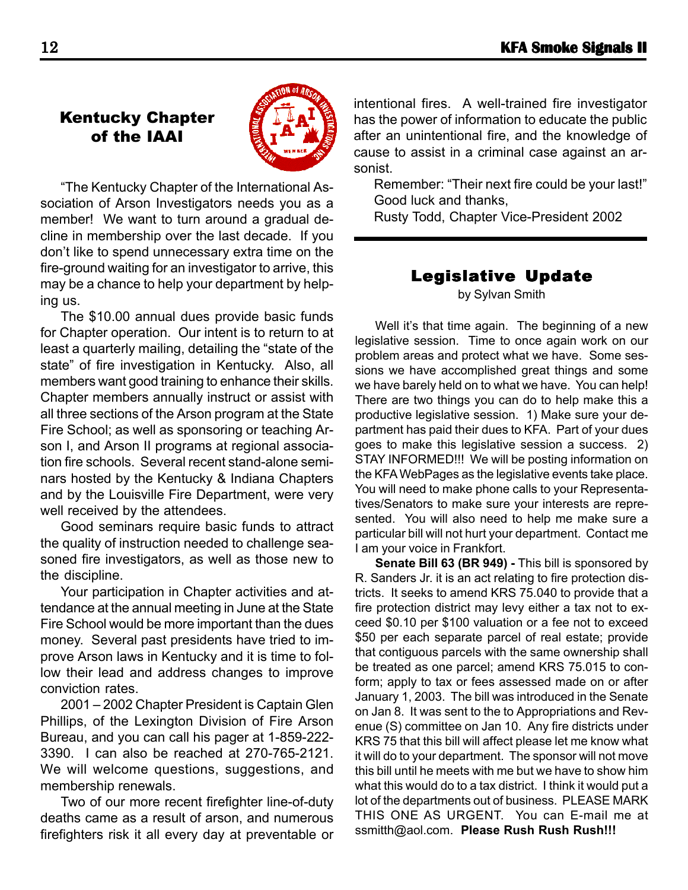## Kentucky Chapter of the IAAI

"The Kentucky Chapter of the International Association of Arson Investigators needs you as a member! We want to turn around a gradual decline in membership over the last decade. If you don't like to spend unnecessary extra time on the fire-ground waiting for an investigator to arrive, this may be a chance to help your department by helping us.

The $10.00 annual dues provide basic funds for Chapter operation. Our intent is to return to at least a quarterly mailing, detailing the "state of the state" of fire investigation in Kentucky. Also, all members want good training to enhance their skills. Chapter members annually instruct or assist with all three sections of the Arson program at the State Fire School; as well as sponsoring or teaching Arson I, and Arson II programs at regional association fire schools. Several recent stand-alone seminars hosted by the Kentucky & Indiana Chapters and by the Louisville Fire Department, were very well received by the attendees.

Good seminars require basic funds to attract the quality of instruction needed to challenge seasoned fire investigators, as well as those new to the discipline.

Your participation in Chapter activities and attendance at the annual meeting in June at the State Fire School would be more important than the dues money. Several past presidents have tried to improve Arson laws in Kentucky and it is time to follow their lead and address changes to improve conviction rates.

2001 – 2002 Chapter President is Captain Glen Phillips, of the Lexington Division of Fire Arson Bureau, and you can call his pager at 1-859-222-3390. I can also be reached at 270-765-2121. We will welcome questions, suggestions, and membership renewals.

Two of our more recent firefighter line-of-duty deaths came as a result of arson, and numerous firefighters risk it all every day at preventable or intentional fires. A well-trained fire investigator has the power of information to educate the public after an unintentional fire, and the knowledge of cause to assist in a criminal case against an arsonist.

Remember: "Their next fire could be your last!"
Good luck and thanks,
Rusty Todd, Chapter Vice-President 2002

---

## Legislative Update

by Sylvan Smith

Well it's that time again. The beginning of a new legislative session. Time to once again work on our problem areas and protect what we have. Some sessions we have accomplished great things and some we have barely held on to what we have. You can help! There are two things you can do to help make this a productive legislative session. 1) Make sure your department has paid their dues to KFA. Part of your dues goes to make this legislative session a success. 2) STAY INFORMED!!! We will be posting information on the KFA WebPages as the legislative events take place. You will need to make phone calls to your Representatives/Senators to make sure your interests are represented. You will also need to help me make sure a particular bill will not hurt your department. Contact me I am your voice in Frankfort.

**Senate Bill 63 (BR 949) -** This bill is sponsored by R. Sanders Jr. it is an act relating to fire protection districts. It seeks to amend KRS 75.040 to provide that a fire protection district may levy either a tax not to exceed $0.10 per $100 valuation or a fee not to exceed $50 per each separate parcel of real estate; provide that contiguous parcels with the same ownership shall be treated as one parcel; amend KRS 75.015 to conform; apply to tax or fees assessed made on or after January 1, 2003. The bill was introduced in the Senate on Jan 8. It was sent to the to Appropriations and Revenue (S) committee on Jan 10. Any fire districts under KRS 75 that this bill will affect please let me know what it will do to your department. The sponsor will not move this bill until he meets with me but we have to show him what this would do to a tax district. I think it would put a lot of the departments out of business. PLEASE MARK THIS ONE AS URGENT. You can E-mail me at ssmitth@aol.com. **Please Rush Rush Rush!!!**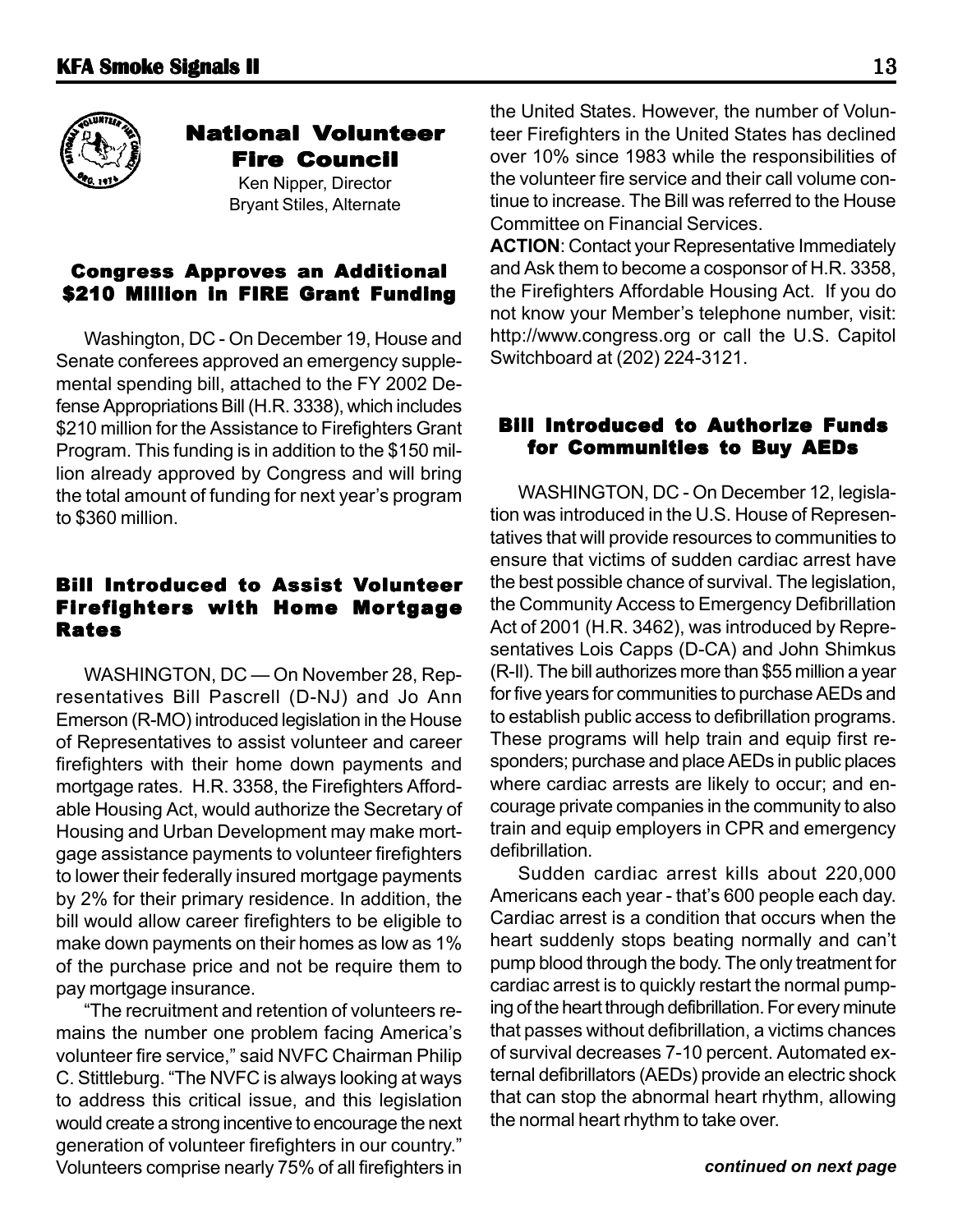# National Volunteer Fire Council

Ken Nipper, Director
Bryant Stiles, Alternate

## Congress Approves an Additional $210 Million in FIRE Grant Funding

Washington, DC - On December 19, House and Senate conferees approved an emergency supplemental spending bill, attached to the FY 2002 Defense Appropriations Bill (H.R. 3338), which includes $210 million for the Assistance to Firefighters Grant Program. This funding is in addition to the $150 million already approved by Congress and will bring the total amount of funding for next year's program to $360 million.

## Bill Introduced to Assist Volunteer Firefighters with Home Mortgage Rates

WASHINGTON, DC — On November 28, Representatives Bill Pascrell (D-NJ) and Jo Ann Emerson (R-MO) introduced legislation in the House of Representatives to assist volunteer and career firefighters with their home down payments and mortgage rates. H.R. 3358, the Firefighters Affordable Housing Act, would authorize the Secretary of Housing and Urban Development may make mortgage assistance payments to volunteer firefighters to lower their federally insured mortgage payments by 2% for their primary residence. In addition, the bill would allow career firefighters to be eligible to make down payments on their homes as low as 1% of the purchase price and not be require them to pay mortgage insurance.

"The recruitment and retention of volunteers remains the number one problem facing America's volunteer fire service," said NVFC Chairman Philip C. Stittleburg. "The NVFC is always looking at ways to address this critical issue, and this legislation would create a strong incentive to encourage the next generation of volunteer firefighters in our country." Volunteers comprise nearly 75% of all firefighters in the United States. However, the number of Volunteer Firefighters in the United States has declined over 10% since 1983 while the responsibilities of the volunteer fire service and their call volume continue to increase. The Bill was referred to the House Committee on Financial Services.

**ACTION**: Contact your Representative Immediately and Ask them to become a cosponsor of H.R. 3358, the Firefighters Affordable Housing Act. If you do not know your Member's telephone number, visit: http://www.congress.org or call the U.S. Capitol Switchboard at (202) 224-3121.

## Bill Introduced to Authorize Funds for Communities to Buy AEDs

WASHINGTON, DC - On December 12, legislation was introduced in the U.S. House of Representatives that will provide resources to communities to ensure that victims of sudden cardiac arrest have the best possible chance of survival. The legislation, the Community Access to Emergency Defibrillation Act of 2001 (H.R. 3462), was introduced by Representatives Lois Capps (D-CA) and John Shimkus (R-Il). The bill authorizes more than $55 million a year for five years for communities to purchase AEDs and to establish public access to defibrillation programs. These programs will help train and equip first responders; purchase and place AEDs in public places where cardiac arrests are likely to occur; and encourage private companies in the community to also train and equip employers in CPR and emergency defibrillation.

Sudden cardiac arrest kills about 220,000 Americans each year - that's 600 people each day. Cardiac arrest is a condition that occurs when the heart suddenly stops beating normally and can't pump blood through the body. The only treatment for cardiac arrest is to quickly restart the normal pumping of the heart through defibrillation. For every minute that passes without defibrillation, a victims chances of survival decreases 7-10 percent. Automated external defibrillators (AEDs) provide an electric shock that can stop the abnormal heart rhythm, allowing the normal heart rhythm to take over.

***continued on next page***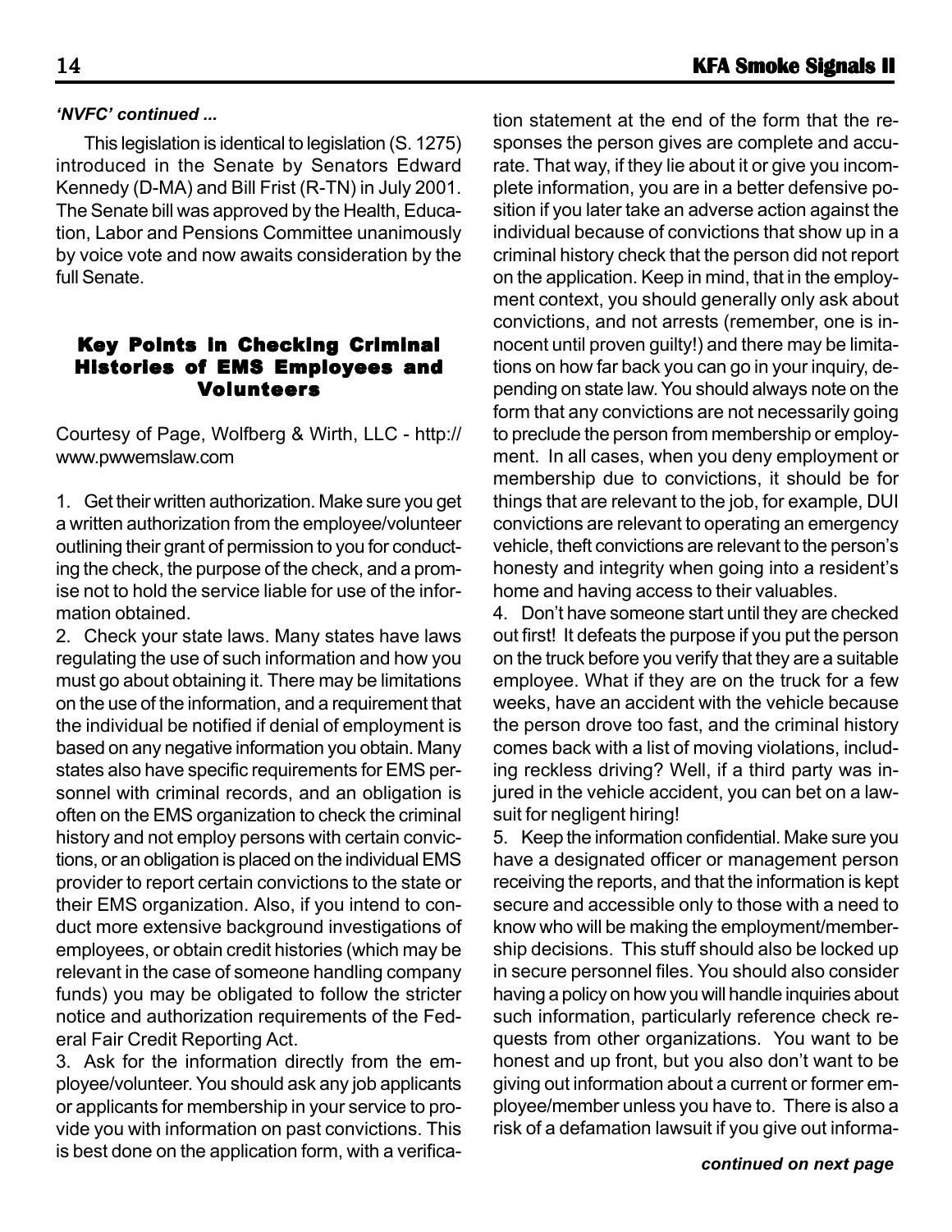*'NVFC' continued ...*

This legislation is identical to legislation (S. 1275) introduced in the Senate by Senators Edward Kennedy (D-MA) and Bill Frist (R-TN) in July 2001. The Senate bill was approved by the Health, Education, Labor and Pensions Committee unanimously by voice vote and now awaits consideration by the full Senate.

## Key Points in Checking Criminal Histories of EMS Employees and Volunteers

Courtesy of Page, Wolfberg & Wirth, LLC - http://www.pwwemslaw.com

1. Get their written authorization. Make sure you get a written authorization from the employee/volunteer outlining their grant of permission to you for conducting the check, the purpose of the check, and a promise not to hold the service liable for use of the information obtained.
2. Check your state laws. Many states have laws regulating the use of such information and how you must go about obtaining it. There may be limitations on the use of the information, and a requirement that the individual be notified if denial of employment is based on any negative information you obtain. Many states also have specific requirements for EMS personnel with criminal records, and an obligation is often on the EMS organization to check the criminal history and not employ persons with certain convictions, or an obligation is placed on the individual EMS provider to report certain convictions to the state or their EMS organization. Also, if you intend to conduct more extensive background investigations of employees, or obtain credit histories (which may be relevant in the case of someone handling company funds) you may be obligated to follow the stricter notice and authorization requirements of the Federal Fair Credit Reporting Act.
3. Ask for the information directly from the employee/volunteer. You should ask any job applicants or applicants for membership in your service to provide you with information on past convictions. This is best done on the application form, with a verification statement at the end of the form that the responses the person gives are complete and accurate. That way, if they lie about it or give you incomplete information, you are in a better defensive position if you later take an adverse action against the individual because of convictions that show up in a criminal history check that the person did not report on the application. Keep in mind, that in the employment context, you should generally only ask about convictions, and not arrests (remember, one is innocent until proven guilty!) and there may be limitations on how far back you can go in your inquiry, depending on state law. You should always note on the form that any convictions are not necessarily going to preclude the person from membership or employment. In all cases, when you deny employment or membership due to convictions, it should be for things that are relevant to the job, for example, DUI convictions are relevant to operating an emergency vehicle, theft convictions are relevant to the person's honesty and integrity when going into a resident's home and having access to their valuables.
4. Don't have someone start until they are checked out first! It defeats the purpose if you put the person on the truck before you verify that they are a suitable employee. What if they are on the truck for a few weeks, have an accident with the vehicle because the person drove too fast, and the criminal history comes back with a list of moving violations, including reckless driving? Well, if a third party was injured in the vehicle accident, you can bet on a lawsuit for negligent hiring!
5. Keep the information confidential. Make sure you have a designated officer or management person receiving the reports, and that the information is kept secure and accessible only to those with a need to know who will be making the employment/membership decisions. This stuff should also be locked up in secure personnel files. You should also consider having a policy on how you will handle inquiries about such information, particularly reference check requests from other organizations. You want to be honest and up front, but you also don't want to be giving out information about a current or former employee/member unless you have to. There is also a risk of a defamation lawsuit if you give out informa-

*continued on next page*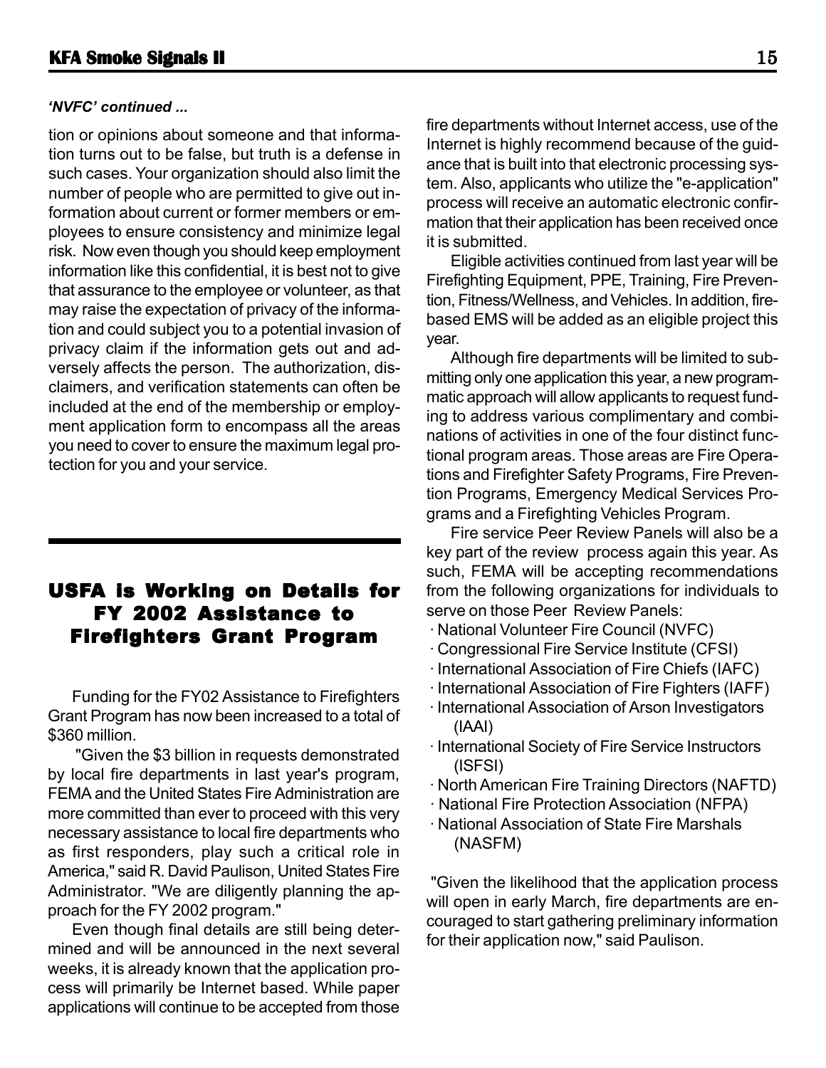*'NVFC' continued ...*

tion or opinions about someone and that information turns out to be false, but truth is a defense in such cases. Your organization should also limit the number of people who are permitted to give out information about current or former members or employees to ensure consistency and minimize legal risk. Now even though you should keep employment information like this confidential, it is best not to give that assurance to the employee or volunteer, as that may raise the expectation of privacy of the information and could subject you to a potential invasion of privacy claim if the information gets out and adversely affects the person. The authorization, disclaimers, and verification statements can often be included at the end of the membership or employment application form to encompass all the areas you need to cover to ensure the maximum legal protection for you and your service.

## USFA is Working on Details for FY 2002 Assistance to Firefighters Grant Program

Funding for the FY02 Assistance to Firefighters Grant Program has now been increased to a total of $360 million.

"Given the $3 billion in requests demonstrated by local fire departments in last year's program, FEMA and the United States Fire Administration are more committed than ever to proceed with this very necessary assistance to local fire departments who as first responders, play such a critical role in America," said R. David Paulison, United States Fire Administrator. "We are diligently planning the approach for the FY 2002 program."

Even though final details are still being determined and will be announced in the next several weeks, it is already known that the application process will primarily be Internet based. While paper applications will continue to be accepted from those fire departments without Internet access, use of the Internet is highly recommend because of the guidance that is built into that electronic processing system. Also, applicants who utilize the "e-application" process will receive an automatic electronic confirmation that their application has been received once it is submitted.

Eligible activities continued from last year will be Firefighting Equipment, PPE, Training, Fire Prevention, Fitness/Wellness, and Vehicles. In addition, fire-based EMS will be added as an eligible project this year.

Although fire departments will be limited to submitting only one application this year, a new programmatic approach will allow applicants to request funding to address various complimentary and combinations of activities in one of the four distinct functional program areas. Those areas are Fire Operations and Firefighter Safety Programs, Fire Prevention Programs, Emergency Medical Services Programs and a Firefighting Vehicles Program.

Fire service Peer Review Panels will also be a key part of the review process again this year. As such, FEMA will be accepting recommendations from the following organizations for individuals to serve on those Peer Review Panels:

- National Volunteer Fire Council (NVFC)
- Congressional Fire Service Institute (CFSI)
- International Association of Fire Chiefs (IAFC)
- International Association of Fire Fighters (IAFF)
- International Association of Arson Investigators (IAAI)
- International Society of Fire Service Instructors (ISFSI)
- North American Fire Training Directors (NAFTD)
- National Fire Protection Association (NFPA)
- National Association of State Fire Marshals (NASFM)

"Given the likelihood that the application process will open in early March, fire departments are encouraged to start gathering preliminary information for their application now," said Paulison.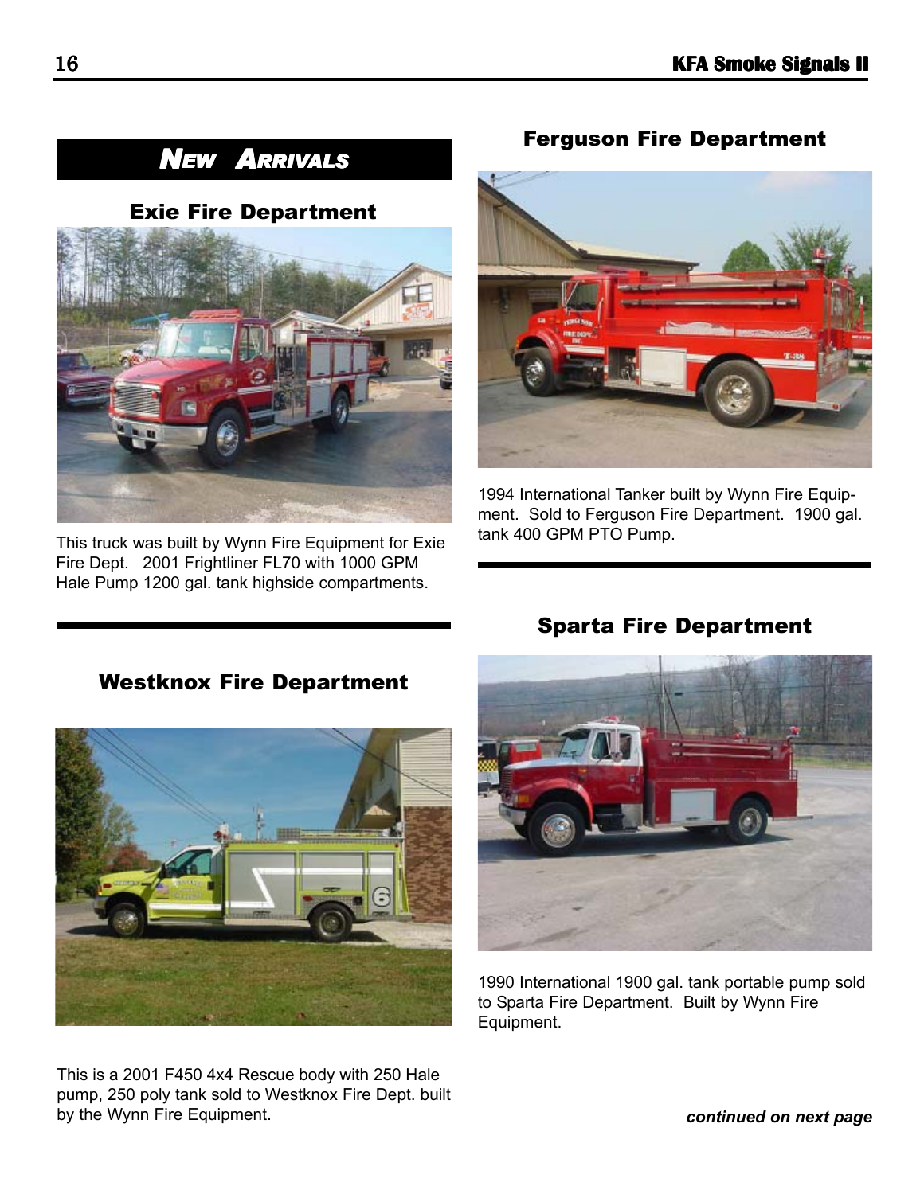## NEW ARRIVALS

### Exie Fire Department

This truck was built by Wynn Fire Equipment for Exie Fire Dept. 2001 Frightliner FL70 with 1000 GPM Hale Pump 1200 gal. tank highside compartments.

### Ferguson Fire Department

1994 International Tanker built by Wynn Fire Equipment. Sold to Ferguson Fire Department. 1900 gal. tank 400 GPM PTO Pump.

### Westknox Fire Department

This is a 2001 F450 4x4 Rescue body with 250 Hale pump, 250 poly tank sold to Westknox Fire Dept. built by the Wynn Fire Equipment.

### Sparta Fire Department

1990 International 1900 gal. tank portable pump sold to Sparta Fire Department. Built by Wynn Fire Equipment.

***continued on next page***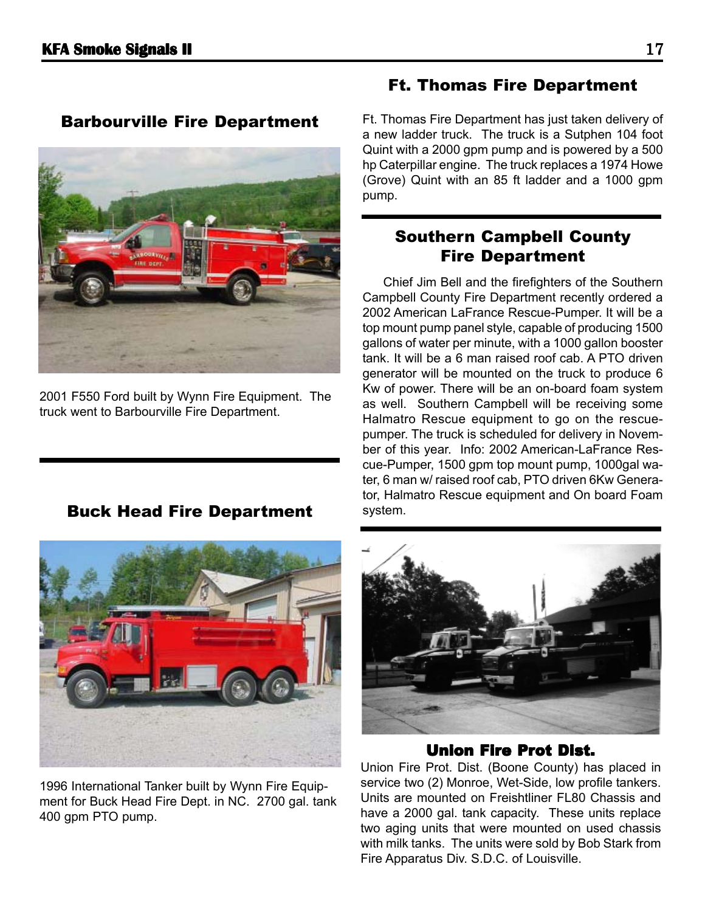## Barbourville Fire Department

2001 F550 Ford built by Wynn Fire Equipment. The truck went to Barbourville Fire Department.

## Buck Head Fire Department

1996 International Tanker built by Wynn Fire Equipment for Buck Head Fire Dept. in NC. 2700 gal. tank 400 gpm PTO pump.

## Ft. Thomas Fire Department

Ft. Thomas Fire Department has just taken delivery of a new ladder truck. The truck is a Sutphen 104 foot Quint with a 2000 gpm pump and is powered by a 500 hp Caterpillar engine. The truck replaces a 1974 Howe (Grove) Quint with an 85 ft ladder and a 1000 gpm pump.

## Southern Campbell County Fire Department

Chief Jim Bell and the firefighters of the Southern Campbell County Fire Department recently ordered a 2002 American LaFrance Rescue-Pumper. It will be a top mount pump panel style, capable of producing 1500 gallons of water per minute, with a 1000 gallon booster tank. It will be a 6 man raised roof cab. A PTO driven generator will be mounted on the truck to produce 6 Kw of power. There will be an on-board foam system as well. Southern Campbell will be receiving some Halmatro Rescue equipment to go on the rescue-pumper. The truck is scheduled for delivery in November of this year. Info: 2002 American-LaFrance Rescue-Pumper, 1500 gpm top mount pump, 1000gal water, 6 man w/ raised roof cab, PTO driven 6Kw Generator, Halmatro Rescue equipment and On board Foam system.

## Union Fire Prot Dist.

Union Fire Prot. Dist. (Boone County) has placed in service two (2) Monroe, Wet-Side, low profile tankers. Units are mounted on Freishtliner FL80 Chassis and have a 2000 gal. tank capacity. These units replace two aging units that were mounted on used chassis with milk tanks. The units were sold by Bob Stark from Fire Apparatus Div. S.D.C. of Louisville.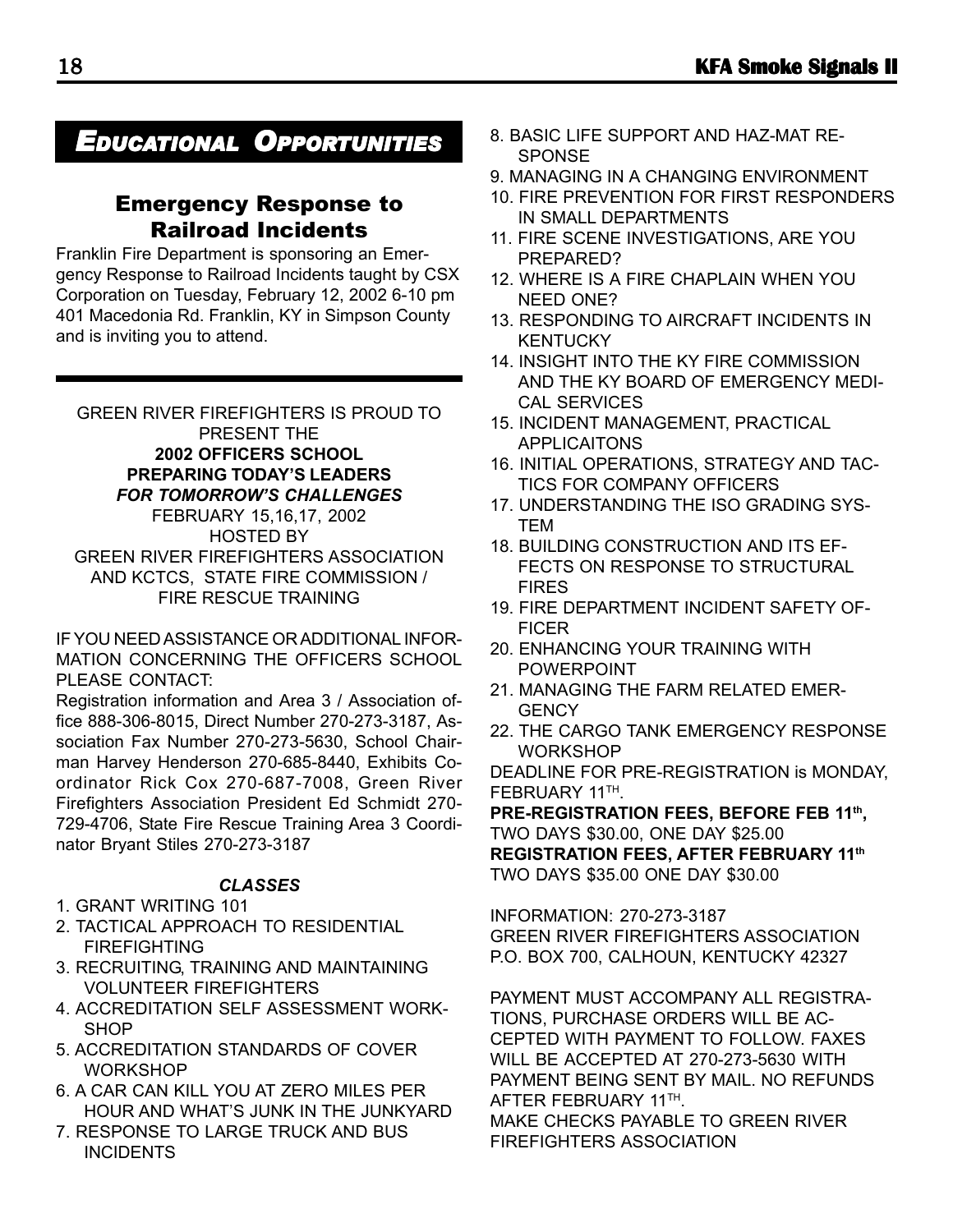# *Educational Opportunities*

## Emergency Response to Railroad Incidents

Franklin Fire Department is sponsoring an Emergency Response to Railroad Incidents taught by CSX Corporation on Tuesday, February 12, 2002 6-10 pm 401 Macedonia Rd. Franklin, KY in Simpson County and is inviting you to attend.

---

GREEN RIVER FIREFIGHTERS IS PROUD TO PRESENT THE

**2002 OFFICERS SCHOOL**
**PREPARING TODAY'S LEADERS**
***FOR TOMORROW'S CHALLENGES***

FEBRUARY 15,16,17, 2002
HOSTED BY
GREEN RIVER FIREFIGHTERS ASSOCIATION AND KCTCS, STATE FIRE COMMISSION / FIRE RESCUE TRAINING

IF YOU NEED ASSISTANCE OR ADDITIONAL INFORMATION CONCERNING THE OFFICERS SCHOOL PLEASE CONTACT:

Registration information and Area 3 / Association office 888-306-8015, Direct Number 270-273-3187, Association Fax Number 270-273-5630, School Chairman Harvey Henderson 270-685-8440, Exhibits Coordinator Rick Cox 270-687-7008, Green River Firefighters Association President Ed Schmidt 270-729-4706, State Fire Rescue Training Area 3 Coordinator Bryant Stiles 270-273-3187

***CLASSES***

1. GRANT WRITING 101
2. TACTICAL APPROACH TO RESIDENTIAL FIREFIGHTING
3. RECRUITING, TRAINING AND MAINTAINING VOLUNTEER FIREFIGHTERS
4. ACCREDITATION SELF ASSESSMENT WORKSHOP
5. ACCREDITATION STANDARDS OF COVER WORKSHOP
6. A CAR CAN KILL YOU AT ZERO MILES PER HOUR AND WHAT'S JUNK IN THE JUNKYARD
7. RESPONSE TO LARGE TRUCK AND BUS INCIDENTS
8. BASIC LIFE SUPPORT AND HAZ-MAT RESPONSE
9. MANAGING IN A CHANGING ENVIRONMENT
10. FIRE PREVENTION FOR FIRST RESPONDERS IN SMALL DEPARTMENTS
11. FIRE SCENE INVESTIGATIONS, ARE YOU PREPARED?
12. WHERE IS A FIRE CHAPLAIN WHEN YOU NEED ONE?
13. RESPONDING TO AIRCRAFT INCIDENTS IN KENTUCKY
14. INSIGHT INTO THE KY FIRE COMMISSION AND THE KY BOARD OF EMERGENCY MEDICAL SERVICES
15. INCIDENT MANAGEMENT, PRACTICAL APPLICAITONS
16. INITIAL OPERATIONS, STRATEGY AND TACTICS FOR COMPANY OFFICERS
17. UNDERSTANDING THE ISO GRADING SYSTEM
18. BUILDING CONSTRUCTION AND ITS EFFECTS ON RESPONSE TO STRUCTURAL FIRES
19. FIRE DEPARTMENT INCIDENT SAFETY OFFICER
20. ENHANCING YOUR TRAINING WITH POWERPOINT
21. MANAGING THE FARM RELATED EMERGENCY
22. THE CARGO TANK EMERGENCY RESPONSE WORKSHOP

DEADLINE FOR PRE-REGISTRATION is MONDAY, FEBRUARY 11TH.

**PRE-REGISTRATION FEES, BEFORE FEB 11th,**
TWO DAYS $30.00, ONE DAY $25.00
**REGISTRATION FEES, AFTER FEBRUARY 11th**
TWO DAYS $35.00 ONE DAY $30.00

INFORMATION: 270-273-3187
GREEN RIVER FIREFIGHTERS ASSOCIATION
P.O. BOX 700, CALHOUN, KENTUCKY 42327

PAYMENT MUST ACCOMPANY ALL REGISTRATIONS, PURCHASE ORDERS WILL BE ACCEPTED WITH PAYMENT TO FOLLOW. FAXES WILL BE ACCEPTED AT 270-273-5630 WITH PAYMENT BEING SENT BY MAIL. NO REFUNDS AFTER FEBRUARY 11TH.

MAKE CHECKS PAYABLE TO GREEN RIVER FIREFIGHTERS ASSOCIATION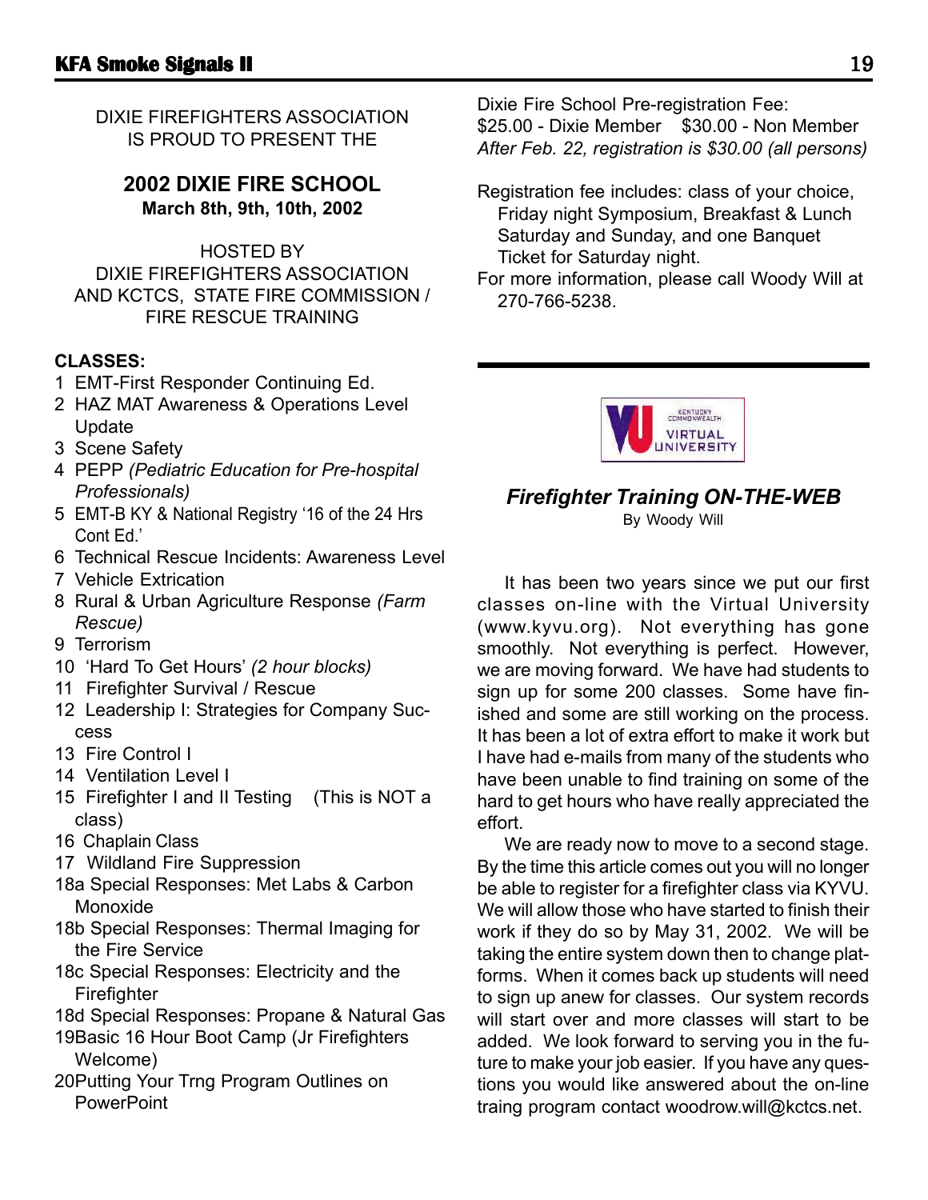DIXIE FIREFIGHTERS ASSOCIATION
IS PROUD TO PRESENT THE

## 2002 DIXIE FIRE SCHOOL

**March 8th, 9th, 10th, 2002**

HOSTED BY
DIXIE FIREFIGHTERS ASSOCIATION
AND KCTCS, STATE FIRE COMMISSION /
FIRE RESCUE TRAINING

**CLASSES:**

1 EMT-First Responder Continuing Ed.
2 HAZ MAT Awareness & Operations Level Update
3 Scene Safety
4 PEPP *(Pediatric Education for Pre-hospital Professionals)*
5 EMT-B KY & National Registry '16 of the 24 Hrs Cont Ed.'
6 Technical Rescue Incidents: Awareness Level
7 Vehicle Extrication
8 Rural & Urban Agriculture Response *(Farm Rescue)*
9 Terrorism
10 'Hard To Get Hours' *(2 hour blocks)*
11 Firefighter Survival / Rescue
12 Leadership I: Strategies for Company Success
13 Fire Control I
14 Ventilation Level I
15 Firefighter I and II Testing (This is NOT a class)
16 Chaplain Class
17 Wildland Fire Suppression
18a Special Responses: Met Labs & Carbon Monoxide
18b Special Responses: Thermal Imaging for the Fire Service
18c Special Responses: Electricity and the Firefighter
18d Special Responses: Propane & Natural Gas
19Basic 16 Hour Boot Camp (Jr Firefighters Welcome)
20Putting Your Trng Program Outlines on PowerPoint

Dixie Fire School Pre-registration Fee:
$25.00 - Dixie Member $30.00 - Non Member
*After Feb. 22, registration is $30.00 (all persons)*

Registration fee includes: class of your choice, Friday night Symposium, Breakfast & Lunch Saturday and Sunday, and one Banquet Ticket for Saturday night.

For more information, please call Woody Will at 270-766-5238.

---

KENTUCKY COMMONWEALTH VIRTUAL UNIVERSITY

### *Firefighter Training ON-THE-WEB*

By Woody Will

It has been two years since we put our first classes on-line with the Virtual University (www.kyvu.org). Not everything has gone smoothly. Not everything is perfect. However, we are moving forward. We have had students to sign up for some 200 classes. Some have finished and some are still working on the process. It has been a lot of extra effort to make it work but I have had e-mails from many of the students who have been unable to find training on some of the hard to get hours who have really appreciated the effort.

We are ready now to move to a second stage. By the time this article comes out you will no longer be able to register for a firefighter class via KYVU. We will allow those who have started to finish their work if they do so by May 31, 2002. We will be taking the entire system down then to change platforms. When it comes back up students will need to sign up anew for classes. Our system records will start over and more classes will start to be added. We look forward to serving you in the future to make your job easier. If you have any questions you would like answered about the on-line traing program contact woodrow.will@kctcs.net.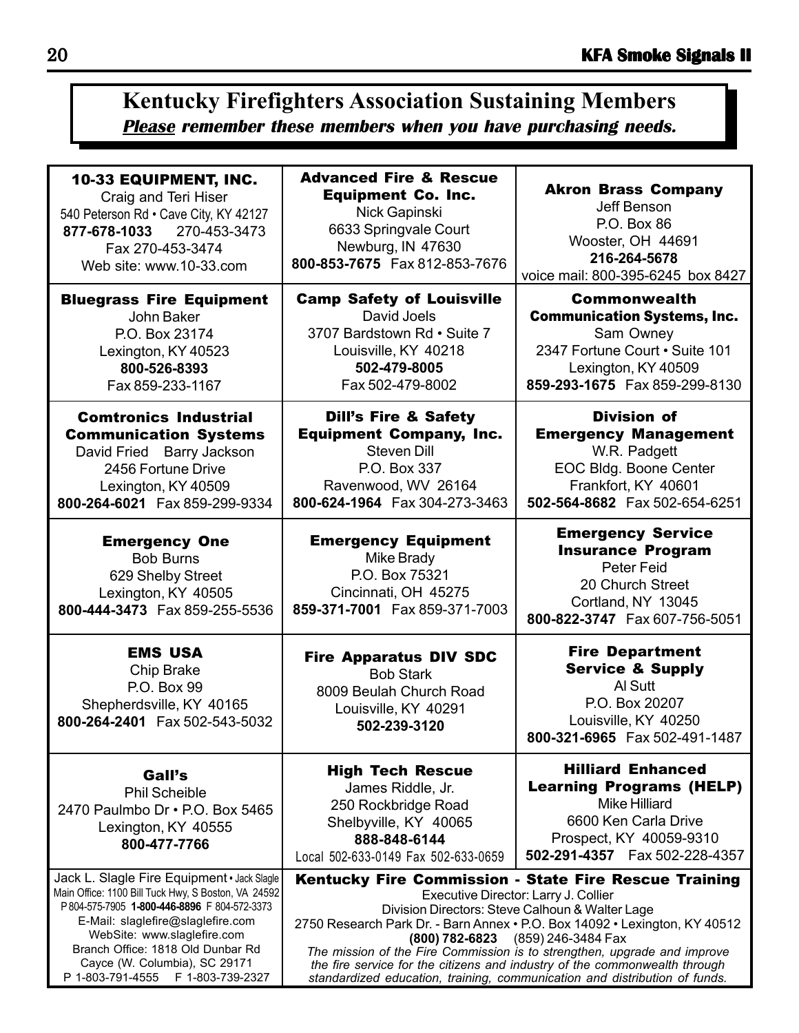## Kentucky Firefighters Association Sustaining Members

***Please** remember these members when you have purchasing needs.*

**10-33 EQUIPMENT, INC.**
Craig and Teri Hiser
540 Peterson Rd • Cave City, KY 42127
**877-678-1033** 270-453-3473
Fax 270-453-3474
Web site: www.10-33.com

**Advanced Fire & Rescue Equipment Co. Inc.**
Nick Gapinski
6633 Springvale Court
Newburg, IN 47630
**800-853-7675** Fax 812-853-7676

**Akron Brass Company**
Jeff Benson
P.O. Box 86
Wooster, OH 44691
**216-264-5678**
voice mail: 800-395-6245 box 8427

**Bluegrass Fire Equipment**
John Baker
P.O. Box 23174
Lexington, KY 40523
**800-526-8393**
Fax 859-233-1167

**Camp Safety of Louisville**
David Joels
3707 Bardstown Rd • Suite 7
Louisville, KY 40218
**502-479-8005**
Fax 502-479-8002

**Commonwealth Communication Systems, Inc.**
Sam Owney
2347 Fortune Court • Suite 101
Lexington, KY 40509
**859-293-1675** Fax 859-299-8130

**Comtronics Industrial Communication Systems**
David Fried Barry Jackson
2456 Fortune Drive
Lexington, KY 40509
**800-264-6021** Fax 859-299-9334

**Dill's Fire & Safety Equipment Company, Inc.**
Steven Dill
P.O. Box 337
Ravenwood, WV 26164
**800-624-1964** Fax 304-273-3463

**Division of Emergency Management**
W.R. Padgett
EOC Bldg. Boone Center
Frankfort, KY 40601
**502-564-8682** Fax 502-654-6251

**Emergency One**
Bob Burns
629 Shelby Street
Lexington, KY 40505
**800-444-3473** Fax 859-255-5536

**Emergency Equipment**
Mike Brady
P.O. Box 75321
Cincinnati, OH 45275
**859-371-7001** Fax 859-371-7003

**Emergency Service Insurance Program**
Peter Feid
20 Church Street
Cortland, NY 13045
**800-822-3747** Fax 607-756-5051

**EMS USA**
Chip Brake
P.O. Box 99
Shepherdsville, KY 40165
**800-264-2401** Fax 502-543-5032

**Fire Apparatus DIV SDC**
Bob Stark
8009 Beulah Church Road
Louisville, KY 40291
**502-239-3120**

**Fire Department Service & Supply**
Al Sutt
P.O. Box 20207
Louisville, KY 40250
**800-321-6965** Fax 502-491-1487

**Gall's**
Phil Scheible
2470 Paulmbo Dr • P.O. Box 5465
Lexington, KY 40555
**800-477-7766**

**High Tech Rescue**
James Riddle, Jr.
250 Rockbridge Road
Shelbyville, KY 40065
**888-848-6144**
Local 502-633-0149 Fax 502-633-0659

**Hilliard Enhanced Learning Programs (HELP)**
Mike Hilliard
6600 Ken Carla Drive
Prospect, KY 40059-9310
**502-291-4357** Fax 502-228-4357

Jack L. Slagle Fire Equipment • Jack Slagle
Main Office: 1100 Bill Tuck Hwy, S Boston, VA 24592
P 804-575-7905 **1-800-446-8896** F 804-572-3373
E-Mail: slaglefire@slaglefire.com
WebSite: www.slaglefire.com
Branch Office: 1818 Old Dunbar Rd
Cayce (W. Columbia), SC 29171
P 1-803-791-4555 F 1-803-739-2327

**Kentucky Fire Commission - State Fire Rescue Training**
Executive Director: Larry J. Collier
Division Directors: Steve Calhoun & Walter Lage
2750 Research Park Dr. - Barn Annex • P.O. Box 14092 • Lexington, KY 40512
**(800) 782-6823** (859) 246-3484 Fax
*The mission of the Fire Commission is to strengthen, upgrade and improve the fire service for the citizens and industry of the commonwealth through standardized education, training, communication and distribution of funds.*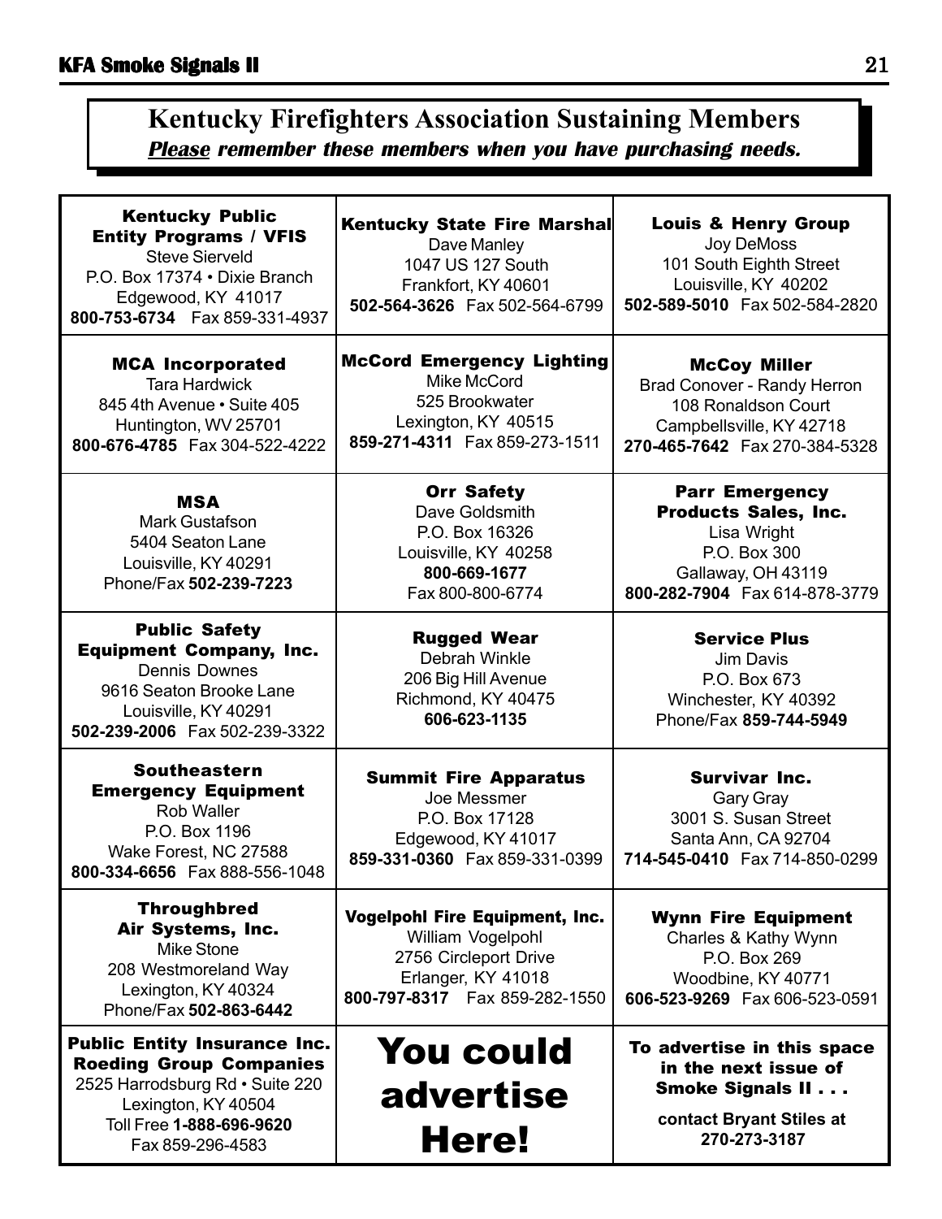## Kentucky Firefighters Association Sustaining Members

***Please** remember these members when you have purchasing needs.*

| | | |
|---|---|---|
| **Kentucky Public Entity Programs / VFIS**<br>Steve Sierveld<br>P.O. Box 17374 • Dixie Branch<br>Edgewood, KY 41017<br>**800-753-6734** Fax 859-331-4937 | **Kentucky State Fire Marshal**<br>Dave Manley<br>1047 US 127 South<br>Frankfort, KY 40601<br>**502-564-3626** Fax 502-564-6799 | **Louis & Henry Group**<br>Joy DeMoss<br>101 South Eighth Street<br>Louisville, KY 40202<br>**502-589-5010** Fax 502-584-2820 |
| **MCA Incorporated**<br>Tara Hardwick<br>845 4th Avenue • Suite 405<br>Huntington, WV 25701<br>**800-676-4785** Fax 304-522-4222 | **McCord Emergency Lighting**<br>Mike McCord<br>525 Brookwater<br>Lexington, KY 40515<br>**859-271-4311** Fax 859-273-1511 | **McCoy Miller**<br>Brad Conover - Randy Herron<br>108 Ronaldson Court<br>Campbellsville, KY 42718<br>**270-465-7642** Fax 270-384-5328 |
| **MSA**<br>Mark Gustafson<br>5404 Seaton Lane<br>Louisville, KY 40291<br>Phone/Fax **502-239-7223** | **Orr Safety**<br>Dave Goldsmith<br>P.O. Box 16326<br>Louisville, KY 40258<br>**800-669-1677**<br>Fax 800-800-6774 | **Parr Emergency Products Sales, Inc.**<br>Lisa Wright<br>P.O. Box 300<br>Gallaway, OH 43119<br>**800-282-7904** Fax 614-878-3779 |
| **Public Safety Equipment Company, Inc.**<br>Dennis Downes<br>9616 Seaton Brooke Lane<br>Louisville, KY 40291<br>**502-239-2006** Fax 502-239-3322 | **Rugged Wear**<br>Debrah Winkle<br>206 Big Hill Avenue<br>Richmond, KY 40475<br>**606-623-1135** | **Service Plus**<br>Jim Davis<br>P.O. Box 673<br>Winchester, KY 40392<br>Phone/Fax **859-744-5949** |
| **Southeastern Emergency Equipment**<br>Rob Waller<br>P.O. Box 1196<br>Wake Forest, NC 27588<br>**800-334-6656** Fax 888-556-1048 | **Summit Fire Apparatus**<br>Joe Messmer<br>P.O. Box 17128<br>Edgewood, KY 41017<br>**859-331-0360** Fax 859-331-0399 | **Survivar Inc.**<br>Gary Gray<br>3001 S. Susan Street<br>Santa Ann, CA 92704<br>**714-545-0410** Fax 714-850-0299 |
| **Throughbred Air Systems, Inc.**<br>Mike Stone<br>208 Westmoreland Way<br>Lexington, KY 40324<br>Phone/Fax **502-863-6442** | **Vogelpohl Fire Equipment, Inc.**<br>William Vogelpohl<br>2756 Circleport Drive<br>Erlanger, KY 41018<br>**800-797-8317** Fax 859-282-1550 | **Wynn Fire Equipment**<br>Charles & Kathy Wynn<br>P.O. Box 269<br>Woodbine, KY 40771<br>**606-523-9269** Fax 606-523-0591 |
| **Public Entity Insurance Inc.**<br>**Roeding Group Companies**<br>2525 Harrodsburg Rd • Suite 220<br>Lexington, KY 40504<br>Toll Free **1-888-696-9620**<br>Fax 859-296-4583 | **You could advertise Here!** | **To advertise in this space in the next issue of Smoke Signals II . . .**<br>**contact Bryant Stiles at 270-273-3187** |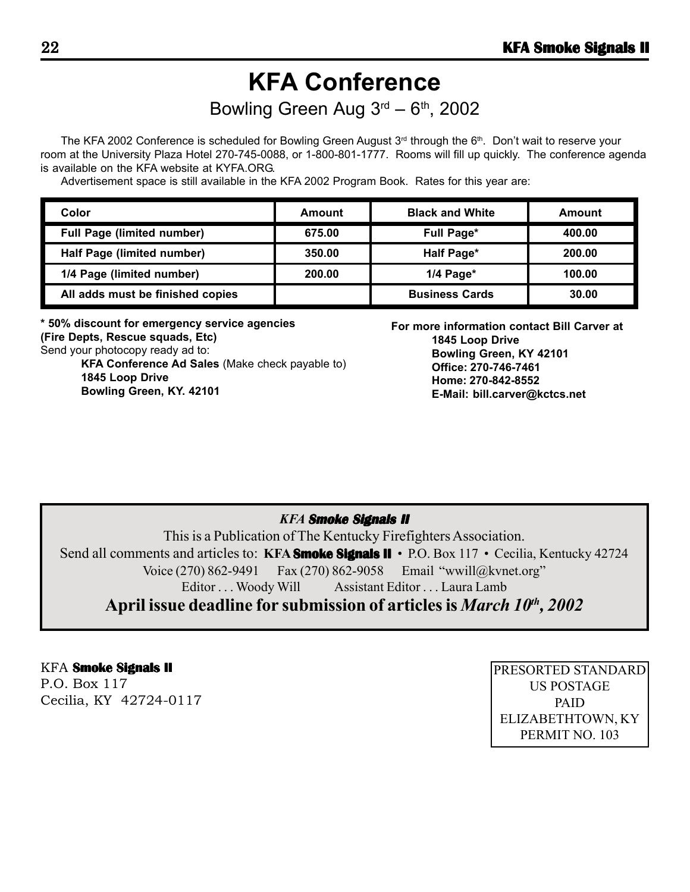# KFA Conference

## Bowling Green Aug 3rd – 6th, 2002

The KFA 2002 Conference is scheduled for Bowling Green August 3rd through the 6th. Don't wait to reserve your room at the University Plaza Hotel 270-745-0088, or 1-800-801-1777. Rooms will fill up quickly. The conference agenda is available on the KFA website at KYFA.ORG.

Advertisement space is still available in the KFA 2002 Program Book. Rates for this year are:

| Color | Amount | Black and White | Amount |
|---|---|---|---|
| Full Page (limited number) | 675.00 | Full Page* | 400.00 |
| Half Page (limited number) | 350.00 | Half Page* | 200.00 |
| 1/4 Page (limited number) | 200.00 | 1/4 Page* | 100.00 |
| All adds must be finished copies | | Business Cards | 30.00 |

**\* 50% discount for emergency service agencies (Fire Depts, Rescue squads, Etc)**

Send your photocopy ready ad to:

**KFA Conference Ad Sales** (Make check payable to)
**1845 Loop Drive**
**Bowling Green, KY. 42101**

**For more information contact Bill Carver at**
**1845 Loop Drive**
**Bowling Green, KY 42101**
**Office: 270-746-7461**
**Home: 270-842-8552**
**E-Mail: bill.carver@kctcs.net**

---

***KFA* Smoke Signals II**

This is a Publication of The Kentucky Firefighters Association.

Send all comments and articles to: **KFA Smoke Signals II** • P.O. Box 117 • Cecilia, Kentucky 42724

Voice (270) 862-9491 Fax (270) 862-9058 Email "wwill@kvnet.org"

Editor . . . Woody Will Assistant Editor . . . Laura Lamb

**April issue deadline for submission of articles is *March 10th, 2002***

---

KFA **Smoke Signals II**
P.O. Box 117
Cecilia, KY 42724-0117

PRESORTED STANDARD
US POSTAGE
PAID
ELIZABETHTOWN, KY
PERMIT NO. 103